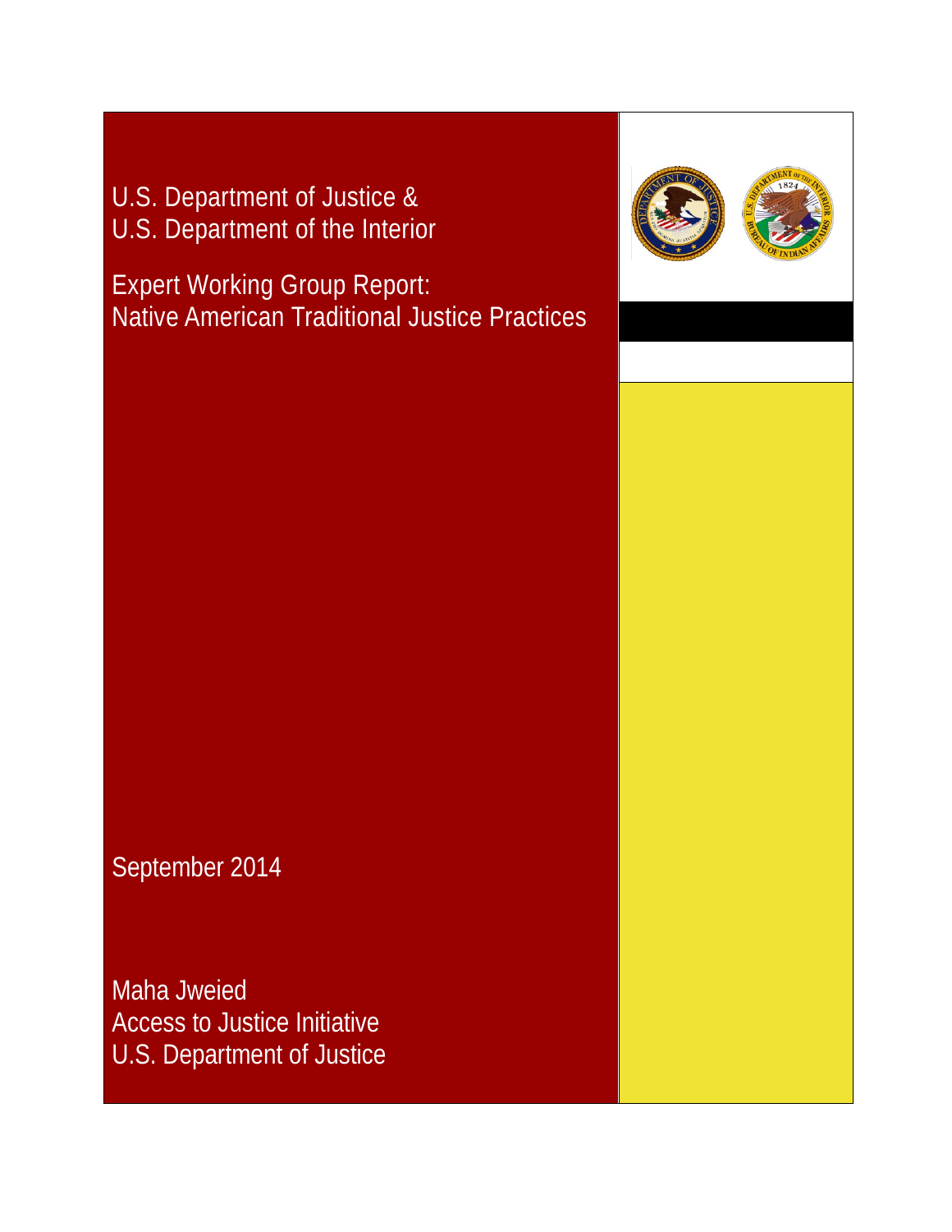U.S. Department of Justice &
U.S. Department of the Interior

# Expert Working Group Report: Native American Traditional Justice Practices

September 2014

Maha Jweied
Access to Justice Initiative
U.S. Department of Justice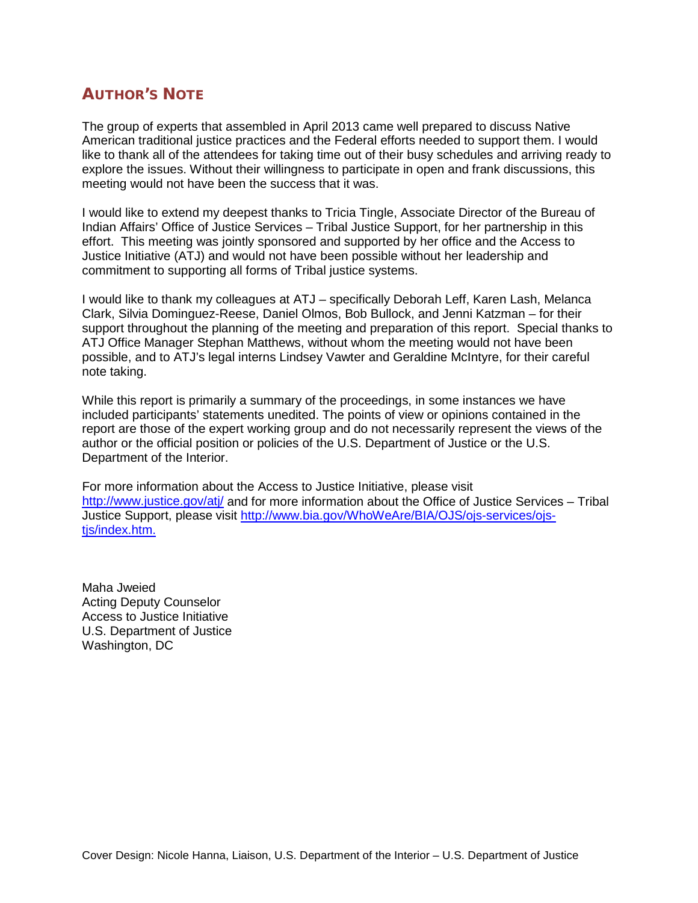## AUTHOR'S NOTE

The group of experts that assembled in April 2013 came well prepared to discuss Native American traditional justice practices and the Federal efforts needed to support them. I would like to thank all of the attendees for taking time out of their busy schedules and arriving ready to explore the issues. Without their willingness to participate in open and frank discussions, this meeting would not have been the success that it was.

I would like to extend my deepest thanks to Tricia Tingle, Associate Director of the Bureau of Indian Affairs' Office of Justice Services – Tribal Justice Support, for her partnership in this effort. This meeting was jointly sponsored and supported by her office and the Access to Justice Initiative (ATJ) and would not have been possible without her leadership and commitment to supporting all forms of Tribal justice systems.

I would like to thank my colleagues at ATJ – specifically Deborah Leff, Karen Lash, Melanca Clark, Silvia Dominguez-Reese, Daniel Olmos, Bob Bullock, and Jenni Katzman – for their support throughout the planning of the meeting and preparation of this report. Special thanks to ATJ Office Manager Stephan Matthews, without whom the meeting would not have been possible, and to ATJ's legal interns Lindsey Vawter and Geraldine McIntyre, for their careful note taking.

While this report is primarily a summary of the proceedings, in some instances we have included participants' statements unedited. The points of view or opinions contained in the report are those of the expert working group and do not necessarily represent the views of the author or the official position or policies of the U.S. Department of Justice or the U.S. Department of the Interior.

For more information about the Access to Justice Initiative, please visit [http://www.justice.gov/atj/](http://www.justice.gov/atj/) and for more information about the Office of Justice Services – Tribal Justice Support, please visit [http://www.bia.gov/WhoWeAre/BIA/OJS/ojs-services/ojs-tjs/index.htm.](http://www.bia.gov/WhoWeAre/BIA/OJS/ojs-services/ojs-tjs/index.htm)

Maha Jweied
Acting Deputy Counselor
Access to Justice Initiative
U.S. Department of Justice
Washington, DC

Cover Design: Nicole Hanna, Liaison, U.S. Department of the Interior – U.S. Department of Justice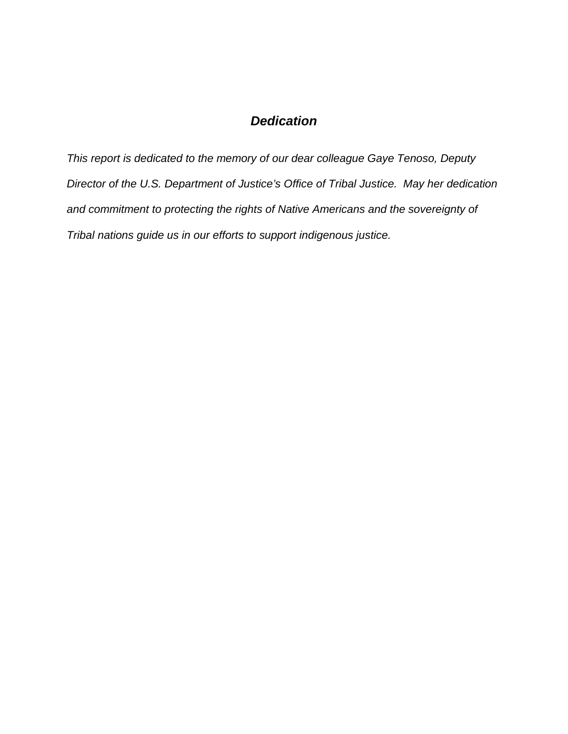## *Dedication*

*This report is dedicated to the memory of our dear colleague Gaye Tenoso, Deputy Director of the U.S. Department of Justice's Office of Tribal Justice. May her dedication and commitment to protecting the rights of Native Americans and the sovereignty of Tribal nations guide us in our efforts to support indigenous justice.*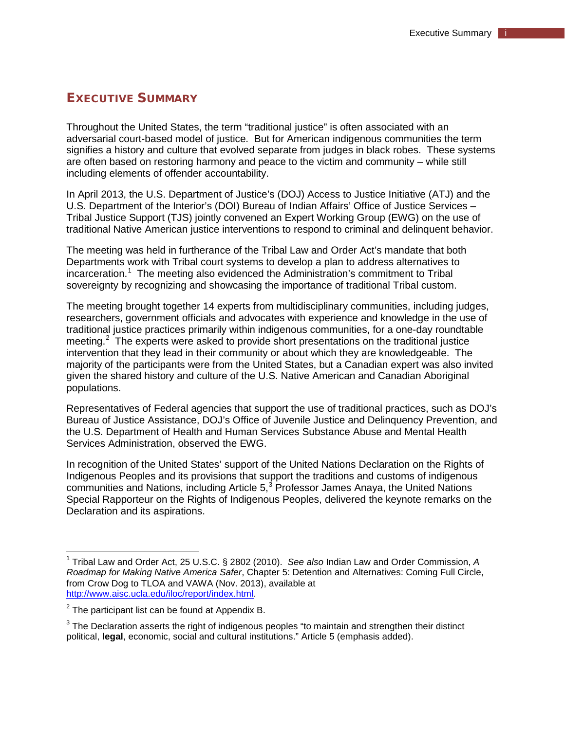# Executive Summary

Throughout the United States, the term "traditional justice" is often associated with an adversarial court-based model of justice. But for American indigenous communities the term signifies a history and culture that evolved separate from judges in black robes. These systems are often based on restoring harmony and peace to the victim and community – while still including elements of offender accountability.

In April 2013, the U.S. Department of Justice's (DOJ) Access to Justice Initiative (ATJ) and the U.S. Department of the Interior's (DOI) Bureau of Indian Affairs' Office of Justice Services – Tribal Justice Support (TJS) jointly convened an Expert Working Group (EWG) on the use of traditional Native American justice interventions to respond to criminal and delinquent behavior.

The meeting was held in furtherance of the Tribal Law and Order Act's mandate that both Departments work with Tribal court systems to develop a plan to address alternatives to incarceration.[1] The meeting also evidenced the Administration's commitment to Tribal sovereignty by recognizing and showcasing the importance of traditional Tribal custom.

The meeting brought together 14 experts from multidisciplinary communities, including judges, researchers, government officials and advocates with experience and knowledge in the use of traditional justice practices primarily within indigenous communities, for a one-day roundtable meeting.[2] The experts were asked to provide short presentations on the traditional justice intervention that they lead in their community or about which they are knowledgeable. The majority of the participants were from the United States, but a Canadian expert was also invited given the shared history and culture of the U.S. Native American and Canadian Aboriginal populations.

Representatives of Federal agencies that support the use of traditional practices, such as DOJ's Bureau of Justice Assistance, DOJ's Office of Juvenile Justice and Delinquency Prevention, and the U.S. Department of Health and Human Services Substance Abuse and Mental Health Services Administration, observed the EWG.

In recognition of the United States' support of the United Nations Declaration on the Rights of Indigenous Peoples and its provisions that support the traditions and customs of indigenous communities and Nations, including Article 5,[3] Professor James Anaya, the United Nations Special Rapporteur on the Rights of Indigenous Peoples, delivered the keynote remarks on the Declaration and its aspirations.

---

[1] Tribal Law and Order Act, 25 U.S.C. § 2802 (2010). *See also* Indian Law and Order Commission, *A Roadmap for Making Native America Safer*, Chapter 5: Detention and Alternatives: Coming Full Circle, from Crow Dog to TLOA and VAWA (Nov. 2013), available at http://www.aisc.ucla.edu/iloc/report/index.html.

[2] The participant list can be found at Appendix B.

[3] The Declaration asserts the right of indigenous peoples "to maintain and strengthen their distinct political, **legal**, economic, social and cultural institutions." Article 5 (emphasis added).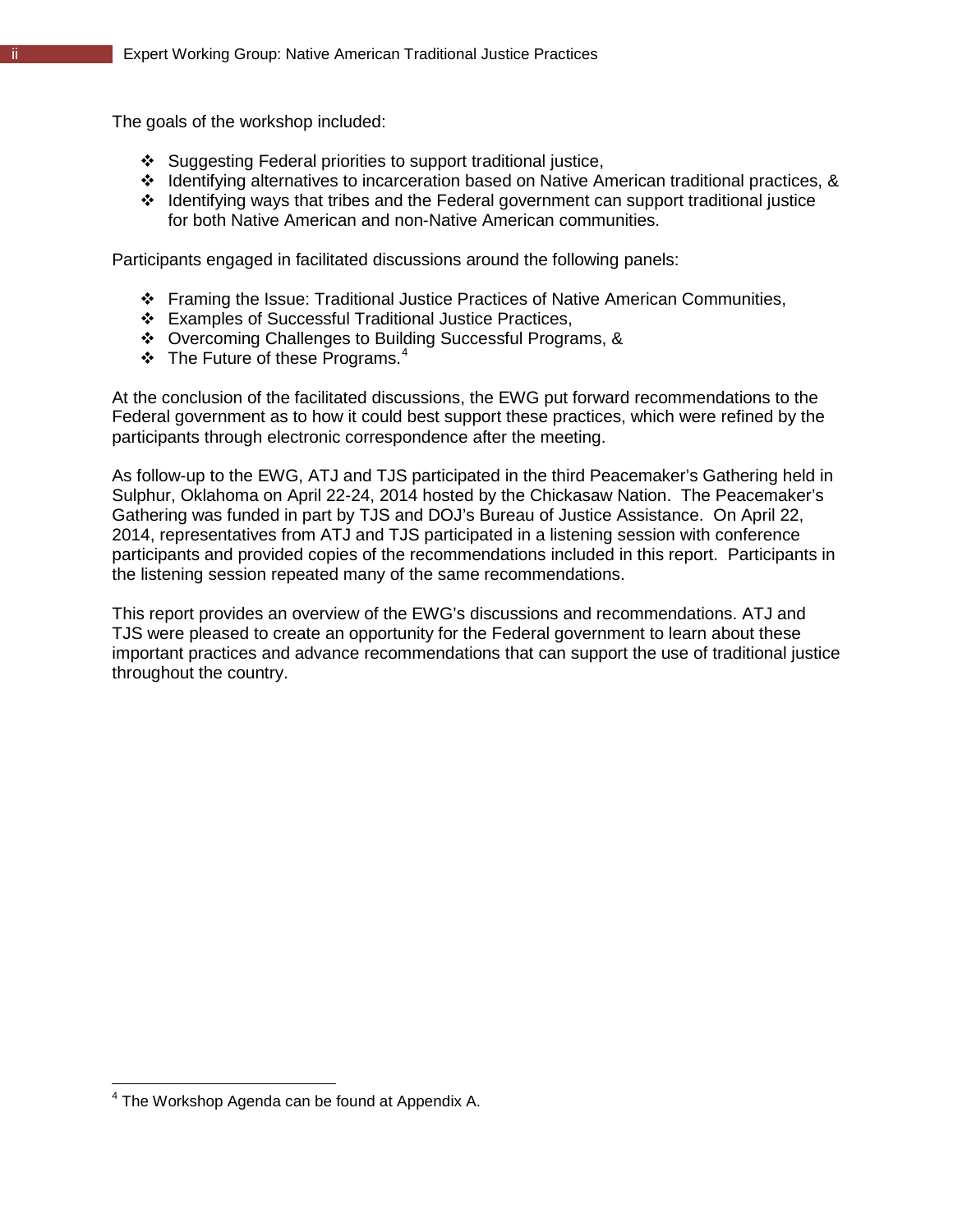The goals of the workshop included:

- Suggesting Federal priorities to support traditional justice,
- Identifying alternatives to incarceration based on Native American traditional practices, &
- Identifying ways that tribes and the Federal government can support traditional justice for both Native American and non-Native American communities.

Participants engaged in facilitated discussions around the following panels:

- Framing the Issue: Traditional Justice Practices of Native American Communities,
- Examples of Successful Traditional Justice Practices,
- Overcoming Challenges to Building Successful Programs, &
- The Future of these Programs.[4]

At the conclusion of the facilitated discussions, the EWG put forward recommendations to the Federal government as to how it could best support these practices, which were refined by the participants through electronic correspondence after the meeting.

As follow-up to the EWG, ATJ and TJS participated in the third Peacemaker's Gathering held in Sulphur, Oklahoma on April 22-24, 2014 hosted by the Chickasaw Nation. The Peacemaker's Gathering was funded in part by TJS and DOJ's Bureau of Justice Assistance. On April 22, 2014, representatives from ATJ and TJS participated in a listening session with conference participants and provided copies of the recommendations included in this report. Participants in the listening session repeated many of the same recommendations.

This report provides an overview of the EWG's discussions and recommendations. ATJ and TJS were pleased to create an opportunity for the Federal government to learn about these important practices and advance recommendations that can support the use of traditional justice throughout the country.

[4] The Workshop Agenda can be found at Appendix A.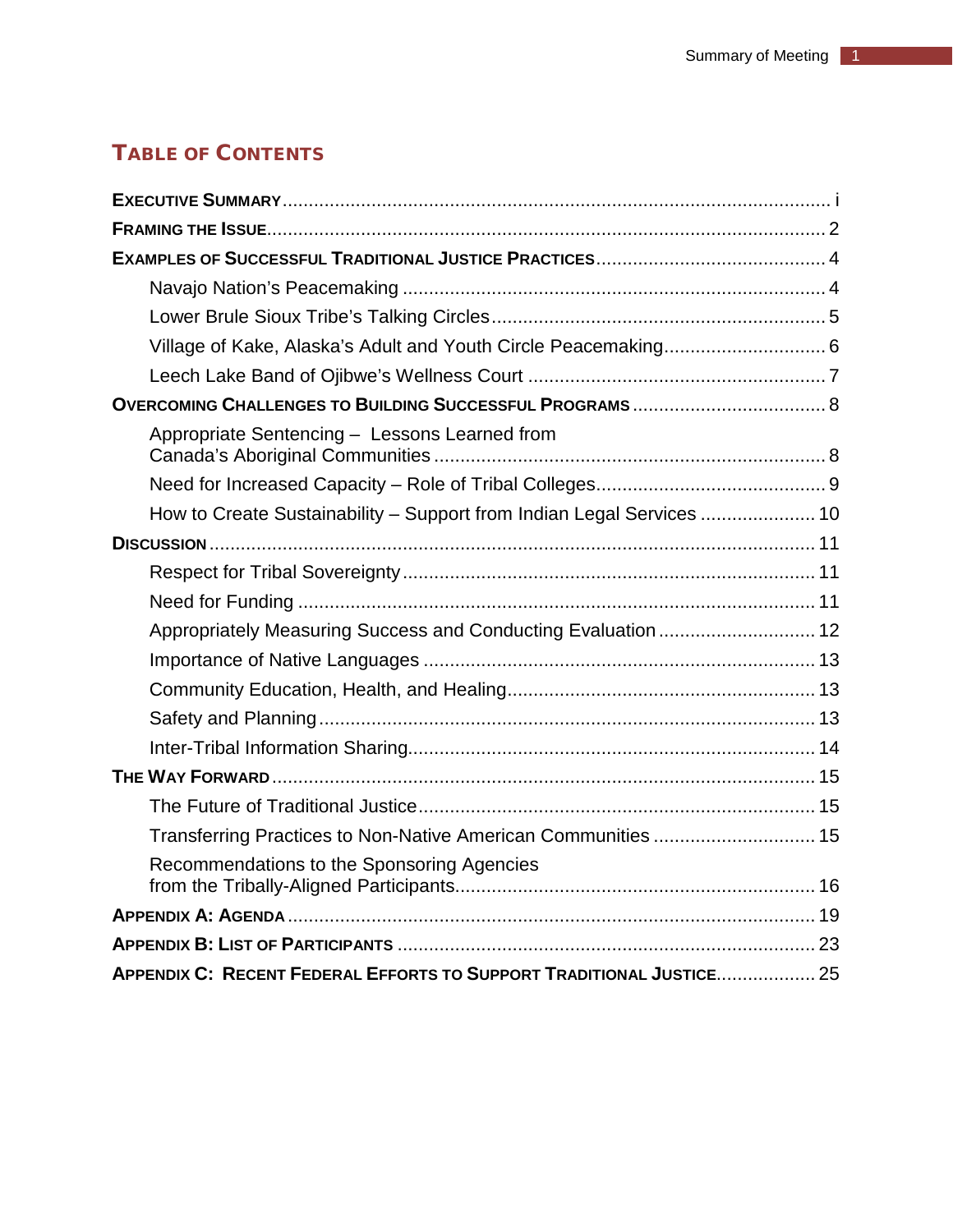# Table of Contents

**Executive Summary** ..... i

**Framing the Issue** ..... 2

**Examples of Successful Traditional Justice Practices** ..... 4

- Navajo Nation's Peacemaking ..... 4
- Lower Brule Sioux Tribe's Talking Circles ..... 5
- Village of Kake, Alaska's Adult and Youth Circle Peacemaking ..... 6
- Leech Lake Band of Ojibwe's Wellness Court ..... 7

**Overcoming Challenges to Building Successful Programs** ..... 8

- Appropriate Sentencing – Lessons Learned from Canada's Aboriginal Communities ..... 8
- Need for Increased Capacity – Role of Tribal Colleges ..... 9
- How to Create Sustainability – Support from Indian Legal Services ..... 10

**Discussion** ..... 11

- Respect for Tribal Sovereignty ..... 11
- Need for Funding ..... 11
- Appropriately Measuring Success and Conducting Evaluation ..... 12
- Importance of Native Languages ..... 13
- Community Education, Health, and Healing ..... 13
- Safety and Planning ..... 13
- Inter-Tribal Information Sharing ..... 14

**The Way Forward** ..... 15

- The Future of Traditional Justice ..... 15
- Transferring Practices to Non-Native American Communities ..... 15
- Recommendations to the Sponsoring Agencies from the Tribally-Aligned Participants ..... 16

**Appendix A: Agenda** ..... 19

**Appendix B: List of Participants** ..... 23

**Appendix C: Recent Federal Efforts to Support Traditional Justice** ..... 25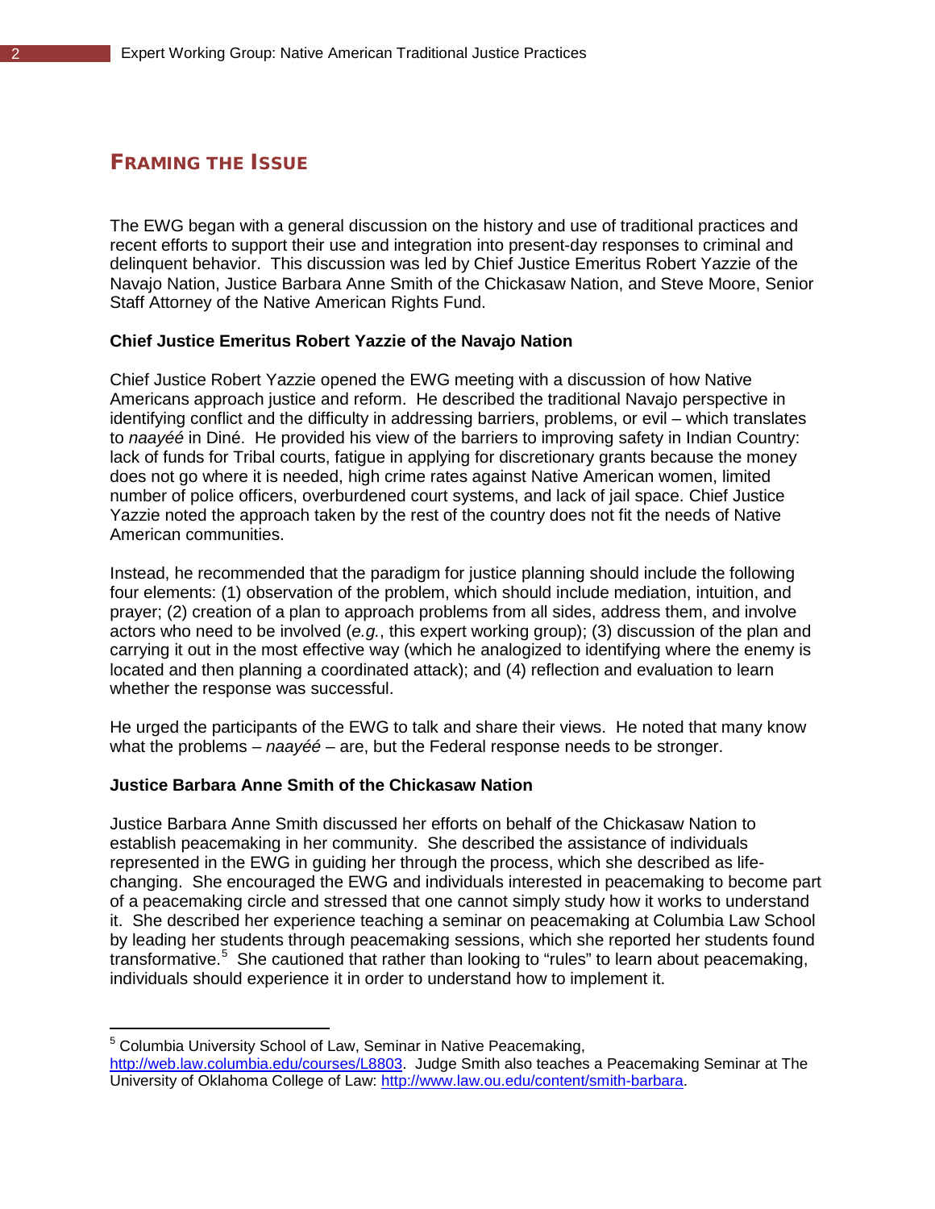## Framing the Issue

The EWG began with a general discussion on the history and use of traditional practices and recent efforts to support their use and integration into present-day responses to criminal and delinquent behavior. This discussion was led by Chief Justice Emeritus Robert Yazzie of the Navajo Nation, Justice Barbara Anne Smith of the Chickasaw Nation, and Steve Moore, Senior Staff Attorney of the Native American Rights Fund.

**Chief Justice Emeritus Robert Yazzie of the Navajo Nation**

Chief Justice Robert Yazzie opened the EWG meeting with a discussion of how Native Americans approach justice and reform. He described the traditional Navajo perspective in identifying conflict and the difficulty in addressing barriers, problems, or evil – which translates to *naayéé* in Diné. He provided his view of the barriers to improving safety in Indian Country: lack of funds for Tribal courts, fatigue in applying for discretionary grants because the money does not go where it is needed, high crime rates against Native American women, limited number of police officers, overburdened court systems, and lack of jail space. Chief Justice Yazzie noted the approach taken by the rest of the country does not fit the needs of Native American communities.

Instead, he recommended that the paradigm for justice planning should include the following four elements: (1) observation of the problem, which should include mediation, intuition, and prayer; (2) creation of a plan to approach problems from all sides, address them, and involve actors who need to be involved (*e.g.*, this expert working group); (3) discussion of the plan and carrying it out in the most effective way (which he analogized to identifying where the enemy is located and then planning a coordinated attack); and (4) reflection and evaluation to learn whether the response was successful.

He urged the participants of the EWG to talk and share their views. He noted that many know what the problems – *naayéé* – are, but the Federal response needs to be stronger.

**Justice Barbara Anne Smith of the Chickasaw Nation**

Justice Barbara Anne Smith discussed her efforts on behalf of the Chickasaw Nation to establish peacemaking in her community. She described the assistance of individuals represented in the EWG in guiding her through the process, which she described as life-changing. She encouraged the EWG and individuals interested in peacemaking to become part of a peacemaking circle and stressed that one cannot simply study how it works to understand it. She described her experience teaching a seminar on peacemaking at Columbia Law School by leading her students through peacemaking sessions, which she reported her students found transformative.[5] She cautioned that rather than looking to "rules" to learn about peacemaking, individuals should experience it in order to understand how to implement it.

---

[5] Columbia University School of Law, Seminar in Native Peacemaking, http://web.law.columbia.edu/courses/L8803. Judge Smith also teaches a Peacemaking Seminar at The University of Oklahoma College of Law: http://www.law.ou.edu/content/smith-barbara.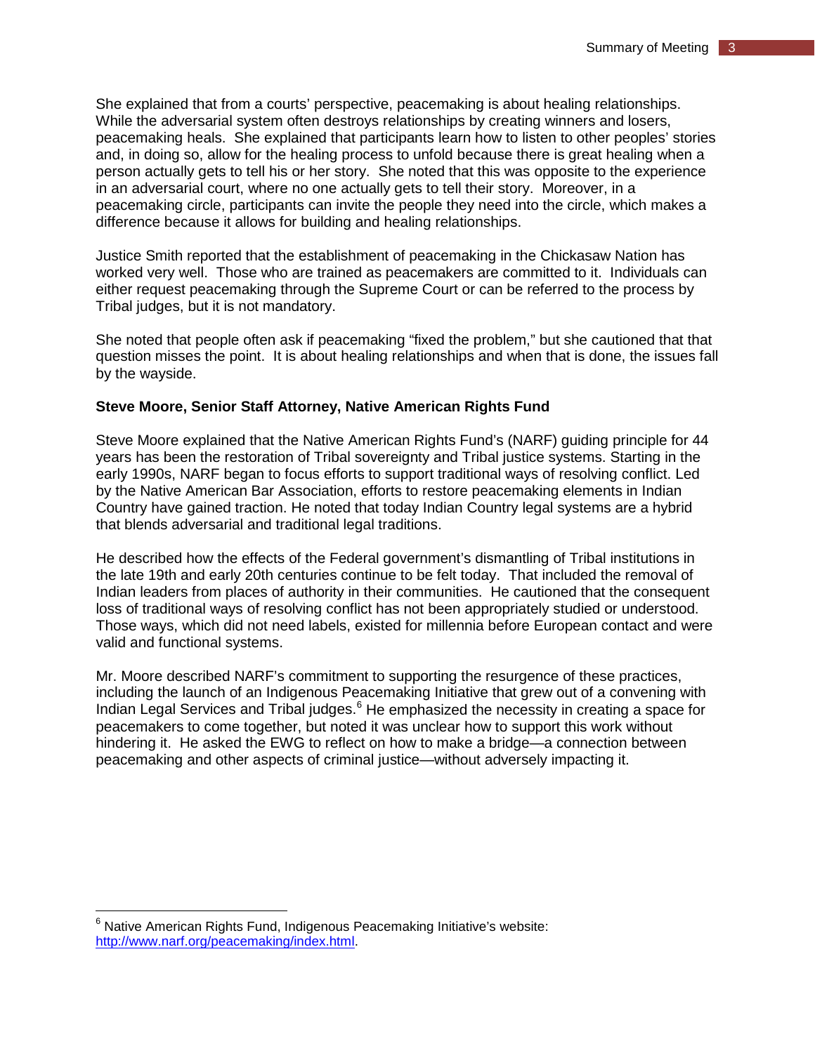She explained that from a courts' perspective, peacemaking is about healing relationships. While the adversarial system often destroys relationships by creating winners and losers, peacemaking heals. She explained that participants learn how to listen to other peoples' stories and, in doing so, allow for the healing process to unfold because there is great healing when a person actually gets to tell his or her story. She noted that this was opposite to the experience in an adversarial court, where no one actually gets to tell their story. Moreover, in a peacemaking circle, participants can invite the people they need into the circle, which makes a difference because it allows for building and healing relationships.

Justice Smith reported that the establishment of peacemaking in the Chickasaw Nation has worked very well. Those who are trained as peacemakers are committed to it. Individuals can either request peacemaking through the Supreme Court or can be referred to the process by Tribal judges, but it is not mandatory.

She noted that people often ask if peacemaking "fixed the problem," but she cautioned that that question misses the point. It is about healing relationships and when that is done, the issues fall by the wayside.

**Steve Moore, Senior Staff Attorney, Native American Rights Fund**

Steve Moore explained that the Native American Rights Fund's (NARF) guiding principle for 44 years has been the restoration of Tribal sovereignty and Tribal justice systems. Starting in the early 1990s, NARF began to focus efforts to support traditional ways of resolving conflict. Led by the Native American Bar Association, efforts to restore peacemaking elements in Indian Country have gained traction. He noted that today Indian Country legal systems are a hybrid that blends adversarial and traditional legal traditions.

He described how the effects of the Federal government's dismantling of Tribal institutions in the late 19th and early 20th centuries continue to be felt today. That included the removal of Indian leaders from places of authority in their communities. He cautioned that the consequent loss of traditional ways of resolving conflict has not been appropriately studied or understood. Those ways, which did not need labels, existed for millennia before European contact and were valid and functional systems.

Mr. Moore described NARF's commitment to supporting the resurgence of these practices, including the launch of an Indigenous Peacemaking Initiative that grew out of a convening with Indian Legal Services and Tribal judges.[6] He emphasized the necessity in creating a space for peacemakers to come together, but noted it was unclear how to support this work without hindering it. He asked the EWG to reflect on how to make a bridge—a connection between peacemaking and other aspects of criminal justice—without adversely impacting it.

---

[6] Native American Rights Fund, Indigenous Peacemaking Initiative's website: http://www.narf.org/peacemaking/index.html.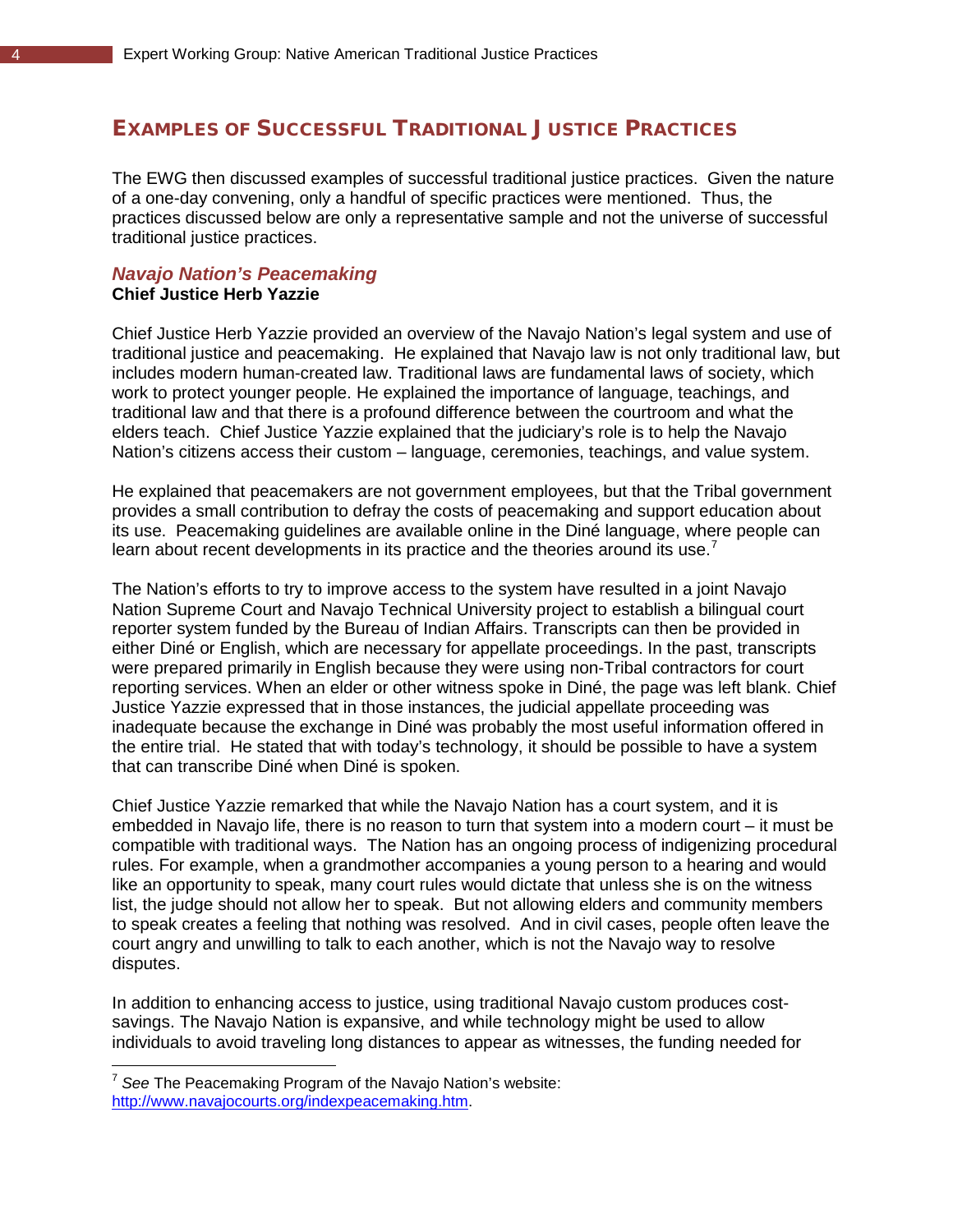## Examples of Successful Traditional Justice Practices

The EWG then discussed examples of successful traditional justice practices. Given the nature of a one-day convening, only a handful of specific practices were mentioned. Thus, the practices discussed below are only a representative sample and not the universe of successful traditional justice practices.

### *Navajo Nation's Peacemaking*

**Chief Justice Herb Yazzie**

Chief Justice Herb Yazzie provided an overview of the Navajo Nation's legal system and use of traditional justice and peacemaking. He explained that Navajo law is not only traditional law, but includes modern human-created law. Traditional laws are fundamental laws of society, which work to protect younger people. He explained the importance of language, teachings, and traditional law and that there is a profound difference between the courtroom and what the elders teach. Chief Justice Yazzie explained that the judiciary's role is to help the Navajo Nation's citizens access their custom – language, ceremonies, teachings, and value system.

He explained that peacemakers are not government employees, but that the Tribal government provides a small contribution to defray the costs of peacemaking and support education about its use. Peacemaking guidelines are available online in the Diné language, where people can learn about recent developments in its practice and the theories around its use.[7]

The Nation's efforts to try to improve access to the system have resulted in a joint Navajo Nation Supreme Court and Navajo Technical University project to establish a bilingual court reporter system funded by the Bureau of Indian Affairs. Transcripts can then be provided in either Diné or English, which are necessary for appellate proceedings. In the past, transcripts were prepared primarily in English because they were using non-Tribal contractors for court reporting services. When an elder or other witness spoke in Diné, the page was left blank. Chief Justice Yazzie expressed that in those instances, the judicial appellate proceeding was inadequate because the exchange in Diné was probably the most useful information offered in the entire trial. He stated that with today's technology, it should be possible to have a system that can transcribe Diné when Diné is spoken.

Chief Justice Yazzie remarked that while the Navajo Nation has a court system, and it is embedded in Navajo life, there is no reason to turn that system into a modern court – it must be compatible with traditional ways. The Nation has an ongoing process of indigenizing procedural rules. For example, when a grandmother accompanies a young person to a hearing and would like an opportunity to speak, many court rules would dictate that unless she is on the witness list, the judge should not allow her to speak. But not allowing elders and community members to speak creates a feeling that nothing was resolved. And in civil cases, people often leave the court angry and unwilling to talk to each another, which is not the Navajo way to resolve disputes.

In addition to enhancing access to justice, using traditional Navajo custom produces cost-savings. The Navajo Nation is expansive, and while technology might be used to allow individuals to avoid traveling long distances to appear as witnesses, the funding needed for

---

[7] *See* The Peacemaking Program of the Navajo Nation's website: http://www.navajocourts.org/indexpeacemaking.htm.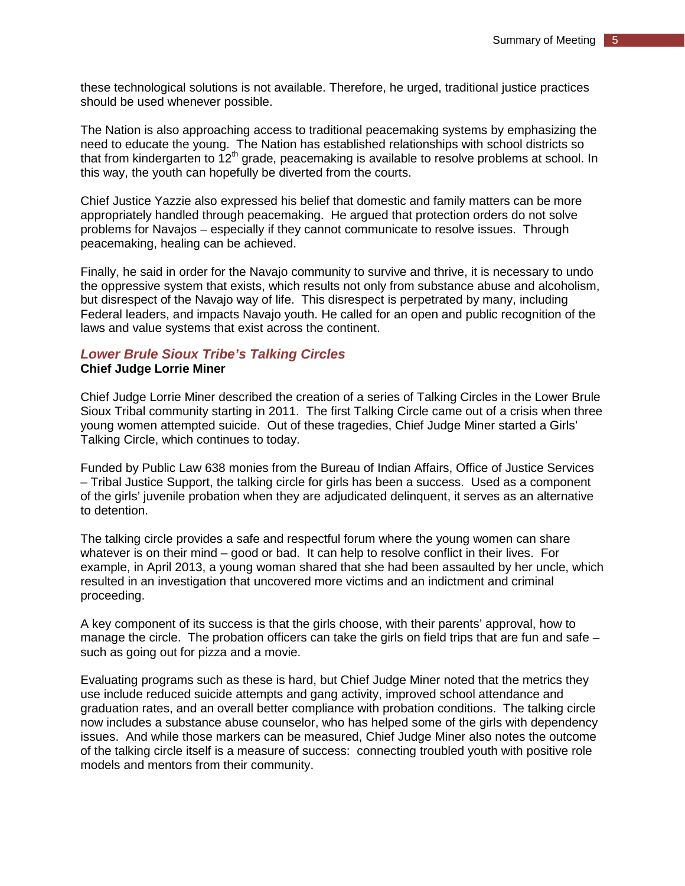these technological solutions is not available. Therefore, he urged, traditional justice practices should be used whenever possible.

The Nation is also approaching access to traditional peacemaking systems by emphasizing the need to educate the young. The Nation has established relationships with school districts so that from kindergarten to 12th grade, peacemaking is available to resolve problems at school. In this way, the youth can hopefully be diverted from the courts.

Chief Justice Yazzie also expressed his belief that domestic and family matters can be more appropriately handled through peacemaking. He argued that protection orders do not solve problems for Navajos – especially if they cannot communicate to resolve issues. Through peacemaking, healing can be achieved.

Finally, he said in order for the Navajo community to survive and thrive, it is necessary to undo the oppressive system that exists, which results not only from substance abuse and alcoholism, but disrespect of the Navajo way of life. This disrespect is perpetrated by many, including Federal leaders, and impacts Navajo youth. He called for an open and public recognition of the laws and value systems that exist across the continent.

### *Lower Brule Sioux Tribe's Talking Circles*

**Chief Judge Lorrie Miner**

Chief Judge Lorrie Miner described the creation of a series of Talking Circles in the Lower Brule Sioux Tribal community starting in 2011. The first Talking Circle came out of a crisis when three young women attempted suicide. Out of these tragedies, Chief Judge Miner started a Girls' Talking Circle, which continues to today.

Funded by Public Law 638 monies from the Bureau of Indian Affairs, Office of Justice Services – Tribal Justice Support, the talking circle for girls has been a success. Used as a component of the girls' juvenile probation when they are adjudicated delinquent, it serves as an alternative to detention.

The talking circle provides a safe and respectful forum where the young women can share whatever is on their mind – good or bad. It can help to resolve conflict in their lives. For example, in April 2013, a young woman shared that she had been assaulted by her uncle, which resulted in an investigation that uncovered more victims and an indictment and criminal proceeding.

A key component of its success is that the girls choose, with their parents' approval, how to manage the circle. The probation officers can take the girls on field trips that are fun and safe – such as going out for pizza and a movie.

Evaluating programs such as these is hard, but Chief Judge Miner noted that the metrics they use include reduced suicide attempts and gang activity, improved school attendance and graduation rates, and an overall better compliance with probation conditions. The talking circle now includes a substance abuse counselor, who has helped some of the girls with dependency issues. And while those markers can be measured, Chief Judge Miner also notes the outcome of the talking circle itself is a measure of success: connecting troubled youth with positive role models and mentors from their community.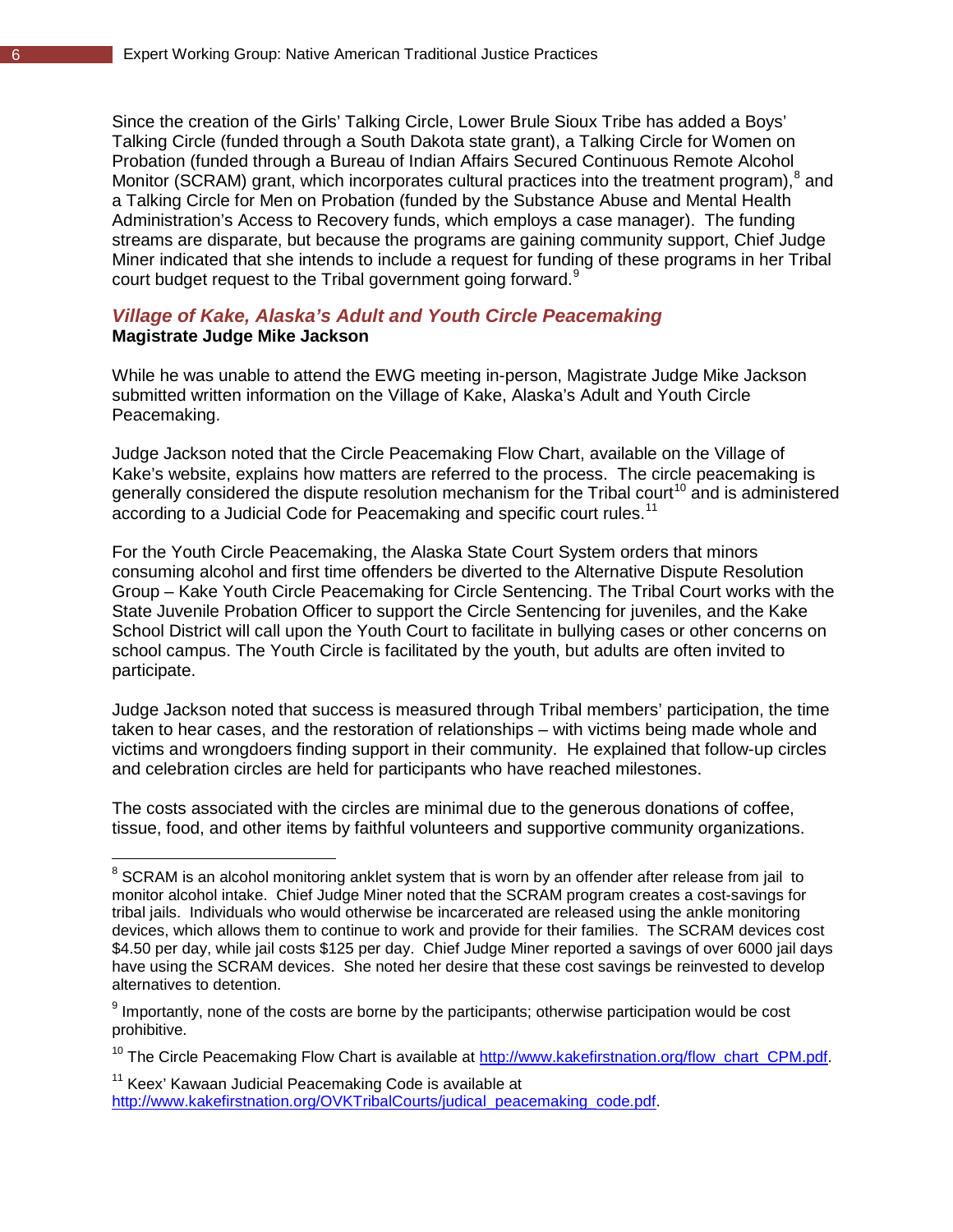Since the creation of the Girls' Talking Circle, Lower Brule Sioux Tribe has added a Boys' Talking Circle (funded through a South Dakota state grant), a Talking Circle for Women on Probation (funded through a Bureau of Indian Affairs Secured Continuous Remote Alcohol Monitor (SCRAM) grant, which incorporates cultural practices into the treatment program),[8] and a Talking Circle for Men on Probation (funded by the Substance Abuse and Mental Health Administration's Access to Recovery funds, which employs a case manager). The funding streams are disparate, but because the programs are gaining community support, Chief Judge Miner indicated that she intends to include a request for funding of these programs in her Tribal court budget request to the Tribal government going forward.[9]

### *Village of Kake, Alaska's Adult and Youth Circle Peacemaking*

**Magistrate Judge Mike Jackson**

While he was unable to attend the EWG meeting in-person, Magistrate Judge Mike Jackson submitted written information on the Village of Kake, Alaska's Adult and Youth Circle Peacemaking.

Judge Jackson noted that the Circle Peacemaking Flow Chart, available on the Village of Kake's website, explains how matters are referred to the process. The circle peacemaking is generally considered the dispute resolution mechanism for the Tribal court[10] and is administered according to a Judicial Code for Peacemaking and specific court rules.[11]

For the Youth Circle Peacemaking, the Alaska State Court System orders that minors consuming alcohol and first time offenders be diverted to the Alternative Dispute Resolution Group – Kake Youth Circle Peacemaking for Circle Sentencing. The Tribal Court works with the State Juvenile Probation Officer to support the Circle Sentencing for juveniles, and the Kake School District will call upon the Youth Court to facilitate in bullying cases or other concerns on school campus. The Youth Circle is facilitated by the youth, but adults are often invited to participate.

Judge Jackson noted that success is measured through Tribal members' participation, the time taken to hear cases, and the restoration of relationships – with victims being made whole and victims and wrongdoers finding support in their community. He explained that follow-up circles and celebration circles are held for participants who have reached milestones.

The costs associated with the circles are minimal due to the generous donations of coffee, tissue, food, and other items by faithful volunteers and supportive community organizations.

---

[8] SCRAM is an alcohol monitoring anklet system that is worn by an offender after release from jail to monitor alcohol intake. Chief Judge Miner noted that the SCRAM program creates a cost-savings for tribal jails. Individuals who would otherwise be incarcerated are released using the ankle monitoring devices, which allows them to continue to work and provide for their families. The SCRAM devices cost $4.50 per day, while jail costs $125 per day. Chief Judge Miner reported a savings of over 6000 jail days have using the SCRAM devices. She noted her desire that these cost savings be reinvested to develop alternatives to detention.

[9] Importantly, none of the costs are borne by the participants; otherwise participation would be cost prohibitive.

[10] The Circle Peacemaking Flow Chart is available at http://www.kakefirstnation.org/flow_chart_CPM.pdf.

[11] Keex' Kawaan Judicial Peacemaking Code is available at http://www.kakefirstnation.org/OVKTribalCourts/judical_peacemaking_code.pdf.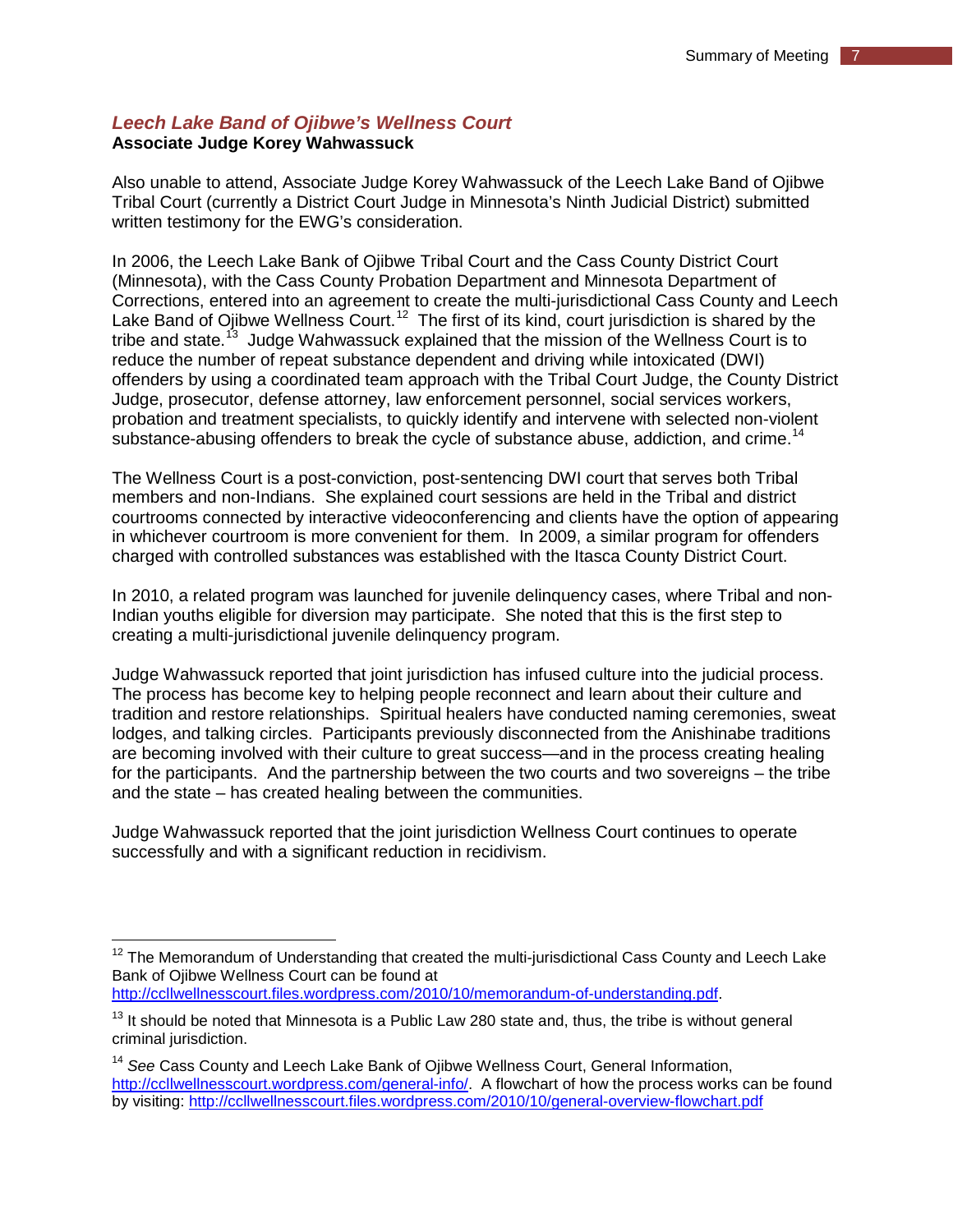### *Leech Lake Band of Ojibwe's Wellness Court*

**Associate Judge Korey Wahwassuck**

Also unable to attend, Associate Judge Korey Wahwassuck of the Leech Lake Band of Ojibwe Tribal Court (currently a District Court Judge in Minnesota's Ninth Judicial District) submitted written testimony for the EWG's consideration.

In 2006, the Leech Lake Bank of Ojibwe Tribal Court and the Cass County District Court (Minnesota), with the Cass County Probation Department and Minnesota Department of Corrections, entered into an agreement to create the multi-jurisdictional Cass County and Leech Lake Band of Ojibwe Wellness Court.[12] The first of its kind, court jurisdiction is shared by the tribe and state.[13] Judge Wahwassuck explained that the mission of the Wellness Court is to reduce the number of repeat substance dependent and driving while intoxicated (DWI) offenders by using a coordinated team approach with the Tribal Court Judge, the County District Judge, prosecutor, defense attorney, law enforcement personnel, social services workers, probation and treatment specialists, to quickly identify and intervene with selected non-violent substance-abusing offenders to break the cycle of substance abuse, addiction, and crime.[14]

The Wellness Court is a post-conviction, post-sentencing DWI court that serves both Tribal members and non-Indians. She explained court sessions are held in the Tribal and district courtrooms connected by interactive videoconferencing and clients have the option of appearing in whichever courtroom is more convenient for them. In 2009, a similar program for offenders charged with controlled substances was established with the Itasca County District Court.

In 2010, a related program was launched for juvenile delinquency cases, where Tribal and non-Indian youths eligible for diversion may participate. She noted that this is the first step to creating a multi-jurisdictional juvenile delinquency program.

Judge Wahwassuck reported that joint jurisdiction has infused culture into the judicial process. The process has become key to helping people reconnect and learn about their culture and tradition and restore relationships. Spiritual healers have conducted naming ceremonies, sweat lodges, and talking circles. Participants previously disconnected from the Anishinabe traditions are becoming involved with their culture to great success—and in the process creating healing for the participants. And the partnership between the two courts and two sovereigns – the tribe and the state – has created healing between the communities.

Judge Wahwassuck reported that the joint jurisdiction Wellness Court continues to operate successfully and with a significant reduction in recidivism.

---

[12] The Memorandum of Understanding that created the multi-jurisdictional Cass County and Leech Lake Bank of Ojibwe Wellness Court can be found at http://ccllwellnesscourt.files.wordpress.com/2010/10/memorandum-of-understanding.pdf.

[13] It should be noted that Minnesota is a Public Law 280 state and, thus, the tribe is without general criminal jurisdiction.

[14] *See* Cass County and Leech Lake Bank of Ojibwe Wellness Court, General Information, http://ccllwellnesscourt.wordpress.com/general-info/. A flowchart of how the process works can be found by visiting: http://ccllwellnesscourt.files.wordpress.com/2010/10/general-overview-flowchart.pdf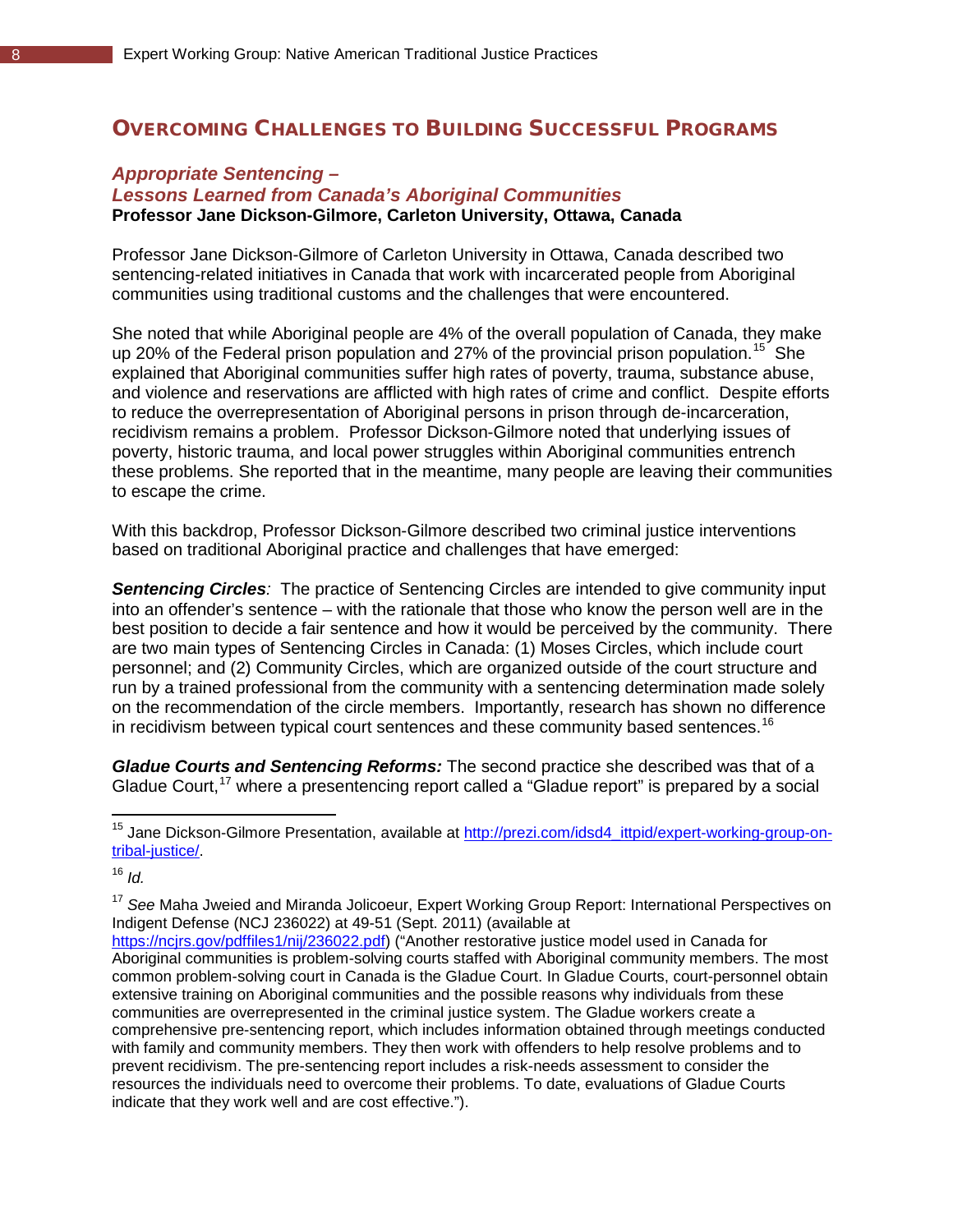## Overcoming Challenges to Building Successful Programs

### *Appropriate Sentencing – Lessons Learned from Canada's Aboriginal Communities*

**Professor Jane Dickson-Gilmore, Carleton University, Ottawa, Canada**

Professor Jane Dickson-Gilmore of Carleton University in Ottawa, Canada described two sentencing-related initiatives in Canada that work with incarcerated people from Aboriginal communities using traditional customs and the challenges that were encountered.

She noted that while Aboriginal people are 4% of the overall population of Canada, they make up 20% of the Federal prison population and 27% of the provincial prison population.[15] She explained that Aboriginal communities suffer high rates of poverty, trauma, substance abuse, and violence and reservations are afflicted with high rates of crime and conflict. Despite efforts to reduce the overrepresentation of Aboriginal persons in prison through de-incarceration, recidivism remains a problem. Professor Dickson-Gilmore noted that underlying issues of poverty, historic trauma, and local power struggles within Aboriginal communities entrench these problems. She reported that in the meantime, many people are leaving their communities to escape the crime.

With this backdrop, Professor Dickson-Gilmore described two criminal justice interventions based on traditional Aboriginal practice and challenges that have emerged:

***Sentencing Circles**:* The practice of Sentencing Circles are intended to give community input into an offender's sentence – with the rationale that those who know the person well are in the best position to decide a fair sentence and how it would be perceived by the community. There are two main types of Sentencing Circles in Canada: (1) Moses Circles, which include court personnel; and (2) Community Circles, which are organized outside of the court structure and run by a trained professional from the community with a sentencing determination made solely on the recommendation of the circle members. Importantly, research has shown no difference in recidivism between typical court sentences and these community based sentences.[16]

***Gladue Courts and Sentencing Reforms:*** The second practice she described was that of a Gladue Court,[17] where a presentencing report called a "Gladue report" is prepared by a social

---

[15] Jane Dickson-Gilmore Presentation, available at http://prezi.com/idsd4_ittpid/expert-working-group-on-tribal-justice/.

[16] *Id.*

[17] *See* Maha Jweied and Miranda Jolicoeur, Expert Working Group Report: International Perspectives on Indigent Defense (NCJ 236022) at 49-51 (Sept. 2011) (available at https://ncjrs.gov/pdffiles1/nij/236022.pdf) ("Another restorative justice model used in Canada for Aboriginal communities is problem-solving courts staffed with Aboriginal community members. The most common problem-solving court in Canada is the Gladue Court. In Gladue Courts, court-personnel obtain extensive training on Aboriginal communities and the possible reasons why individuals from these communities are overrepresented in the criminal justice system. The Gladue workers create a comprehensive pre-sentencing report, which includes information obtained through meetings conducted with family and community members. They then work with offenders to help resolve problems and to prevent recidivism. The pre-sentencing report includes a risk-needs assessment to consider the resources the individuals need to overcome their problems. To date, evaluations of Gladue Courts indicate that they work well and are cost effective.").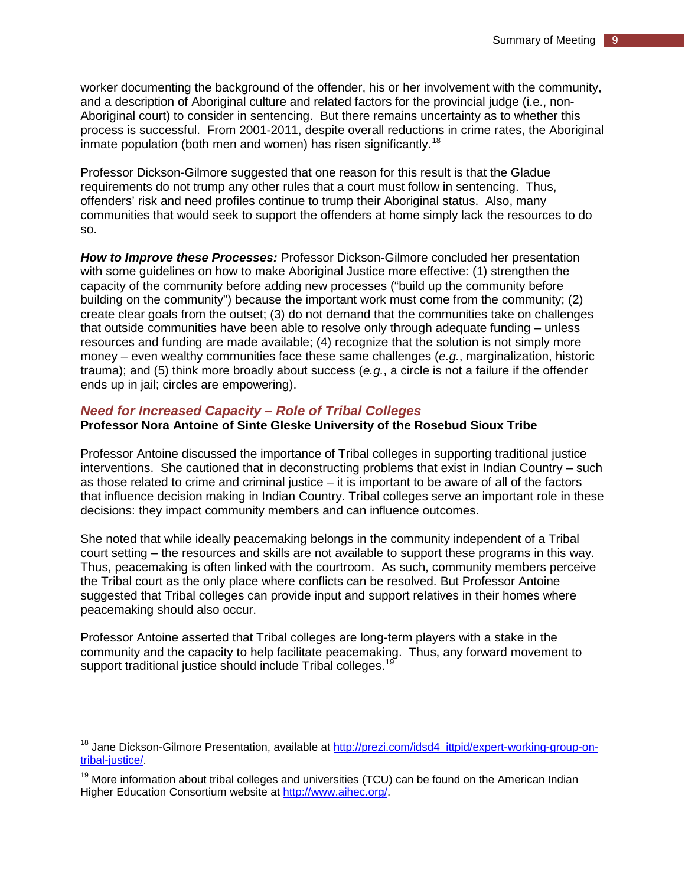worker documenting the background of the offender, his or her involvement with the community, and a description of Aboriginal culture and related factors for the provincial judge (i.e., non-Aboriginal court) to consider in sentencing. But there remains uncertainty as to whether this process is successful. From 2001-2011, despite overall reductions in crime rates, the Aboriginal inmate population (both men and women) has risen significantly.[18]

Professor Dickson-Gilmore suggested that one reason for this result is that the Gladue requirements do not trump any other rules that a court must follow in sentencing. Thus, offenders' risk and need profiles continue to trump their Aboriginal status. Also, many communities that would seek to support the offenders at home simply lack the resources to do so.

***How to Improve these Processes:*** Professor Dickson-Gilmore concluded her presentation with some guidelines on how to make Aboriginal Justice more effective: (1) strengthen the capacity of the community before adding new processes ("build up the community before building on the community") because the important work must come from the community; (2) create clear goals from the outset; (3) do not demand that the communities take on challenges that outside communities have been able to resolve only through adequate funding – unless resources and funding are made available; (4) recognize that the solution is not simply more money – even wealthy communities face these same challenges (*e.g.*, marginalization, historic trauma); and (5) think more broadly about success (*e.g.*, a circle is not a failure if the offender ends up in jail; circles are empowering).

## *Need for Increased Capacity – Role of Tribal Colleges*

**Professor Nora Antoine of Sinte Gleske University of the Rosebud Sioux Tribe**

Professor Antoine discussed the importance of Tribal colleges in supporting traditional justice interventions. She cautioned that in deconstructing problems that exist in Indian Country – such as those related to crime and criminal justice – it is important to be aware of all of the factors that influence decision making in Indian Country. Tribal colleges serve an important role in these decisions: they impact community members and can influence outcomes.

She noted that while ideally peacemaking belongs in the community independent of a Tribal court setting – the resources and skills are not available to support these programs in this way. Thus, peacemaking is often linked with the courtroom. As such, community members perceive the Tribal court as the only place where conflicts can be resolved. But Professor Antoine suggested that Tribal colleges can provide input and support relatives in their homes where peacemaking should also occur.

Professor Antoine asserted that Tribal colleges are long-term players with a stake in the community and the capacity to help facilitate peacemaking. Thus, any forward movement to support traditional justice should include Tribal colleges.[19]

---

[18] Jane Dickson-Gilmore Presentation, available at http://prezi.com/idsd4_ittpid/expert-working-group-on-tribal-justice/.

[19] More information about tribal colleges and universities (TCU) can be found on the American Indian Higher Education Consortium website at http://www.aihec.org/.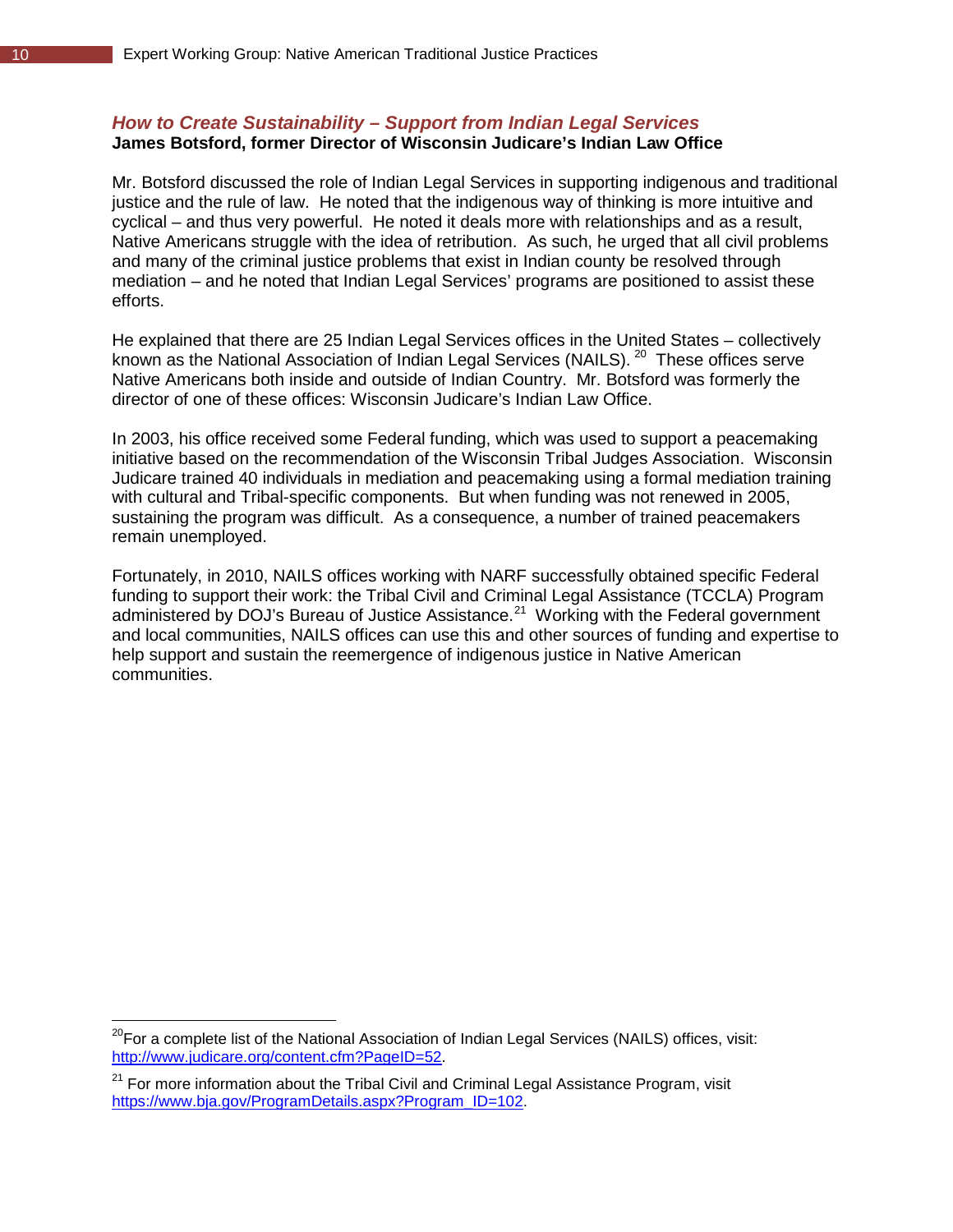### *How to Create Sustainability – Support from Indian Legal Services*

**James Botsford, former Director of Wisconsin Judicare's Indian Law Office**

Mr. Botsford discussed the role of Indian Legal Services in supporting indigenous and traditional justice and the rule of law. He noted that the indigenous way of thinking is more intuitive and cyclical – and thus very powerful. He noted it deals more with relationships and as a result, Native Americans struggle with the idea of retribution. As such, he urged that all civil problems and many of the criminal justice problems that exist in Indian county be resolved through mediation – and he noted that Indian Legal Services' programs are positioned to assist these efforts.

He explained that there are 25 Indian Legal Services offices in the United States – collectively known as the National Association of Indian Legal Services (NAILS).[20] These offices serve Native Americans both inside and outside of Indian Country. Mr. Botsford was formerly the director of one of these offices: Wisconsin Judicare's Indian Law Office.

In 2003, his office received some Federal funding, which was used to support a peacemaking initiative based on the recommendation of the Wisconsin Tribal Judges Association. Wisconsin Judicare trained 40 individuals in mediation and peacemaking using a formal mediation training with cultural and Tribal-specific components. But when funding was not renewed in 2005, sustaining the program was difficult. As a consequence, a number of trained peacemakers remain unemployed.

Fortunately, in 2010, NAILS offices working with NARF successfully obtained specific Federal funding to support their work: the Tribal Civil and Criminal Legal Assistance (TCCLA) Program administered by DOJ's Bureau of Justice Assistance.[21] Working with the Federal government and local communities, NAILS offices can use this and other sources of funding and expertise to help support and sustain the reemergence of indigenous justice in Native American communities.

---

[20] For a complete list of the National Association of Indian Legal Services (NAILS) offices, visit: http://www.judicare.org/content.cfm?PageID=52.

[21] For more information about the Tribal Civil and Criminal Legal Assistance Program, visit https://www.bja.gov/ProgramDetails.aspx?Program_ID=102.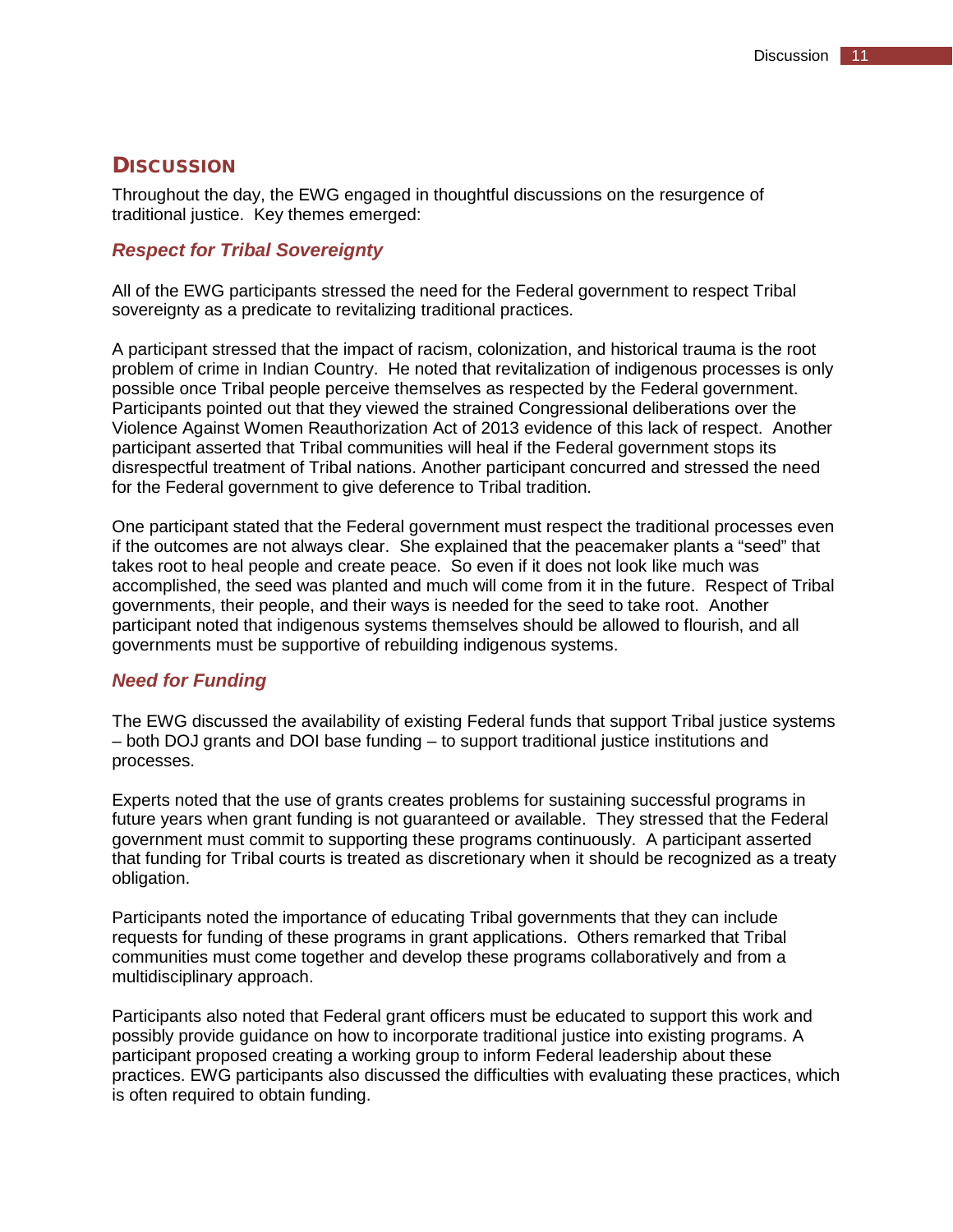## Discussion

Throughout the day, the EWG engaged in thoughtful discussions on the resurgence of traditional justice. Key themes emerged:

### *Respect for Tribal Sovereignty*

All of the EWG participants stressed the need for the Federal government to respect Tribal sovereignty as a predicate to revitalizing traditional practices.

A participant stressed that the impact of racism, colonization, and historical trauma is the root problem of crime in Indian Country. He noted that revitalization of indigenous processes is only possible once Tribal people perceive themselves as respected by the Federal government. Participants pointed out that they viewed the strained Congressional deliberations over the Violence Against Women Reauthorization Act of 2013 evidence of this lack of respect. Another participant asserted that Tribal communities will heal if the Federal government stops its disrespectful treatment of Tribal nations. Another participant concurred and stressed the need for the Federal government to give deference to Tribal tradition.

One participant stated that the Federal government must respect the traditional processes even if the outcomes are not always clear. She explained that the peacemaker plants a "seed" that takes root to heal people and create peace. So even if it does not look like much was accomplished, the seed was planted and much will come from it in the future. Respect of Tribal governments, their people, and their ways is needed for the seed to take root. Another participant noted that indigenous systems themselves should be allowed to flourish, and all governments must be supportive of rebuilding indigenous systems.

### *Need for Funding*

The EWG discussed the availability of existing Federal funds that support Tribal justice systems – both DOJ grants and DOI base funding – to support traditional justice institutions and processes.

Experts noted that the use of grants creates problems for sustaining successful programs in future years when grant funding is not guaranteed or available. They stressed that the Federal government must commit to supporting these programs continuously. A participant asserted that funding for Tribal courts is treated as discretionary when it should be recognized as a treaty obligation.

Participants noted the importance of educating Tribal governments that they can include requests for funding of these programs in grant applications. Others remarked that Tribal communities must come together and develop these programs collaboratively and from a multidisciplinary approach.

Participants also noted that Federal grant officers must be educated to support this work and possibly provide guidance on how to incorporate traditional justice into existing programs. A participant proposed creating a working group to inform Federal leadership about these practices. EWG participants also discussed the difficulties with evaluating these practices, which is often required to obtain funding.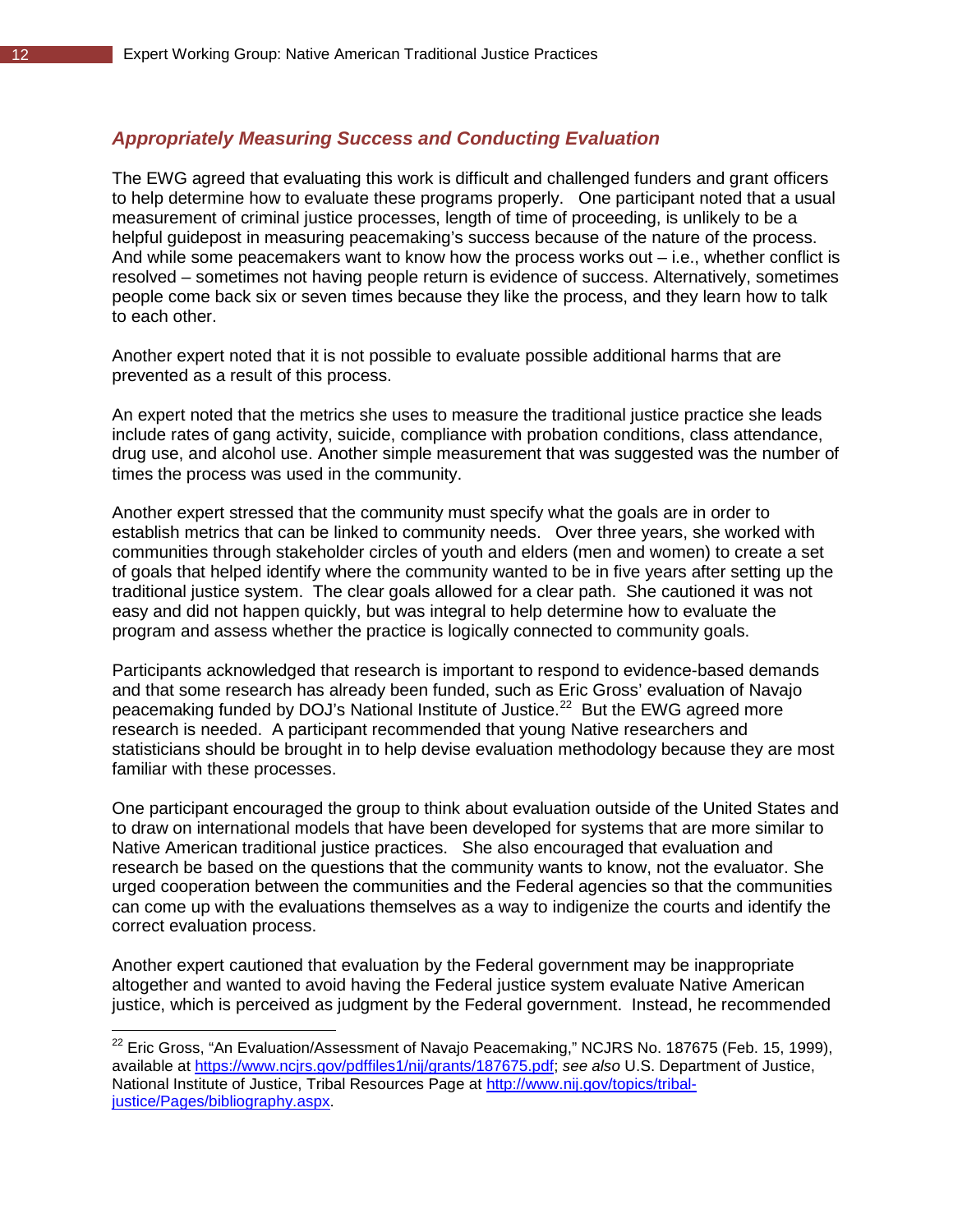### *Appropriately Measuring Success and Conducting Evaluation*

The EWG agreed that evaluating this work is difficult and challenged funders and grant officers to help determine how to evaluate these programs properly. One participant noted that a usual measurement of criminal justice processes, length of time of proceeding, is unlikely to be a helpful guidepost in measuring peacemaking's success because of the nature of the process. And while some peacemakers want to know how the process works out – i.e., whether conflict is resolved – sometimes not having people return is evidence of success. Alternatively, sometimes people come back six or seven times because they like the process, and they learn how to talk to each other.

Another expert noted that it is not possible to evaluate possible additional harms that are prevented as a result of this process.

An expert noted that the metrics she uses to measure the traditional justice practice she leads include rates of gang activity, suicide, compliance with probation conditions, class attendance, drug use, and alcohol use. Another simple measurement that was suggested was the number of times the process was used in the community.

Another expert stressed that the community must specify what the goals are in order to establish metrics that can be linked to community needs. Over three years, she worked with communities through stakeholder circles of youth and elders (men and women) to create a set of goals that helped identify where the community wanted to be in five years after setting up the traditional justice system. The clear goals allowed for a clear path. She cautioned it was not easy and did not happen quickly, but was integral to help determine how to evaluate the program and assess whether the practice is logically connected to community goals.

Participants acknowledged that research is important to respond to evidence-based demands and that some research has already been funded, such as Eric Gross' evaluation of Navajo peacemaking funded by DOJ's National Institute of Justice.[22] But the EWG agreed more research is needed. A participant recommended that young Native researchers and statisticians should be brought in to help devise evaluation methodology because they are most familiar with these processes.

One participant encouraged the group to think about evaluation outside of the United States and to draw on international models that have been developed for systems that are more similar to Native American traditional justice practices. She also encouraged that evaluation and research be based on the questions that the community wants to know, not the evaluator. She urged cooperation between the communities and the Federal agencies so that the communities can come up with the evaluations themselves as a way to indigenize the courts and identify the correct evaluation process.

Another expert cautioned that evaluation by the Federal government may be inappropriate altogether and wanted to avoid having the Federal justice system evaluate Native American justice, which is perceived as judgment by the Federal government. Instead, he recommended

---

[22] Eric Gross, "An Evaluation/Assessment of Navajo Peacemaking," NCJRS No. 187675 (Feb. 15, 1999), available at https://www.ncjrs.gov/pdffiles1/nij/grants/187675.pdf; *see also* U.S. Department of Justice, National Institute of Justice, Tribal Resources Page at http://www.nij.gov/topics/tribal-justice/Pages/bibliography.aspx.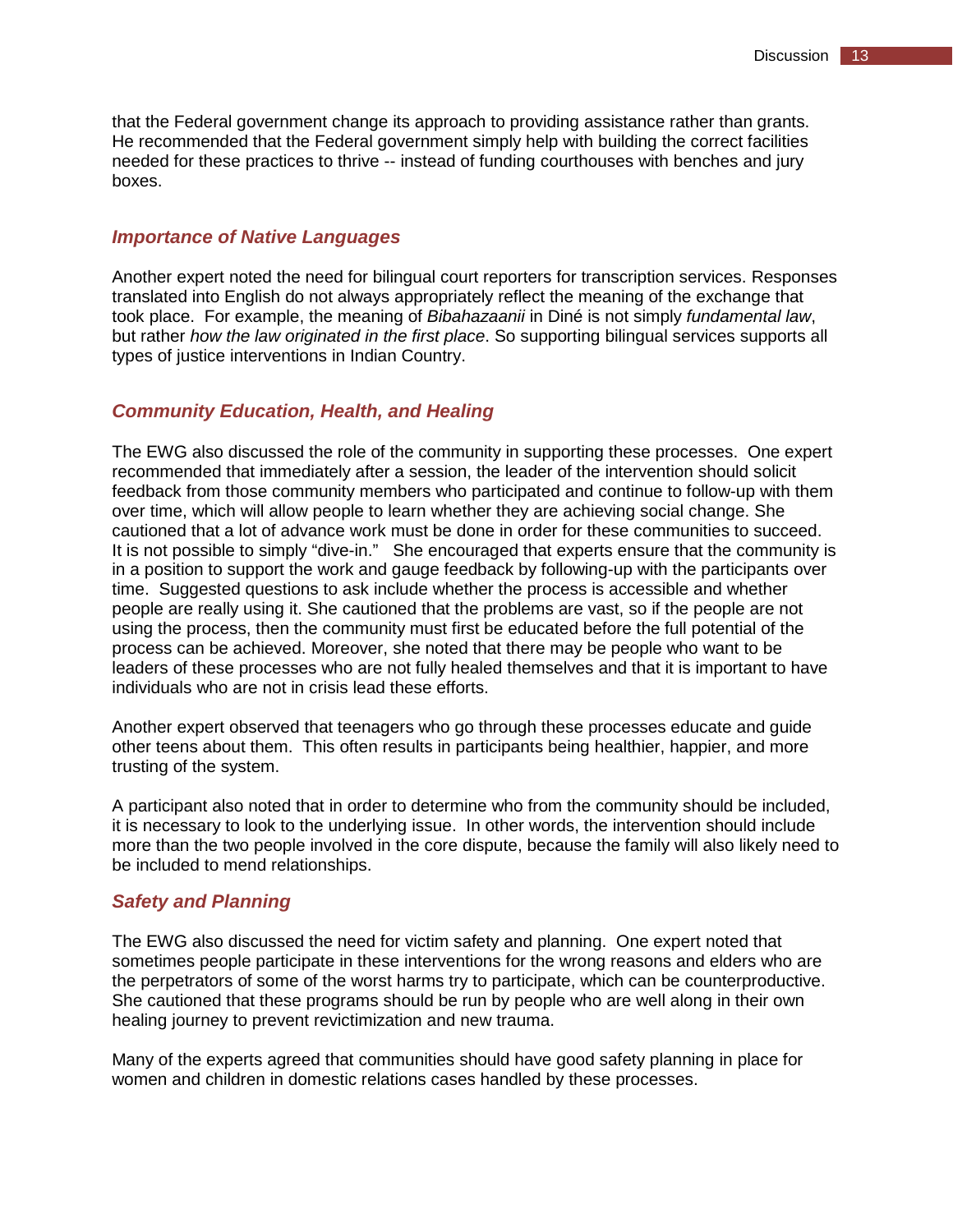that the Federal government change its approach to providing assistance rather than grants. He recommended that the Federal government simply help with building the correct facilities needed for these practices to thrive -- instead of funding courthouses with benches and jury boxes.

### *Importance of Native Languages*

Another expert noted the need for bilingual court reporters for transcription services. Responses translated into English do not always appropriately reflect the meaning of the exchange that took place. For example, the meaning of *Bibahazaanii* in Diné is not simply *fundamental law*, but rather *how the law originated in the first place*. So supporting bilingual services supports all types of justice interventions in Indian Country.

### *Community Education, Health, and Healing*

The EWG also discussed the role of the community in supporting these processes. One expert recommended that immediately after a session, the leader of the intervention should solicit feedback from those community members who participated and continue to follow-up with them over time, which will allow people to learn whether they are achieving social change. She cautioned that a lot of advance work must be done in order for these communities to succeed. It is not possible to simply "dive-in." She encouraged that experts ensure that the community is in a position to support the work and gauge feedback by following-up with the participants over time. Suggested questions to ask include whether the process is accessible and whether people are really using it. She cautioned that the problems are vast, so if the people are not using the process, then the community must first be educated before the full potential of the process can be achieved. Moreover, she noted that there may be people who want to be leaders of these processes who are not fully healed themselves and that it is important to have individuals who are not in crisis lead these efforts.

Another expert observed that teenagers who go through these processes educate and guide other teens about them. This often results in participants being healthier, happier, and more trusting of the system.

A participant also noted that in order to determine who from the community should be included, it is necessary to look to the underlying issue. In other words, the intervention should include more than the two people involved in the core dispute, because the family will also likely need to be included to mend relationships.

### *Safety and Planning*

The EWG also discussed the need for victim safety and planning. One expert noted that sometimes people participate in these interventions for the wrong reasons and elders who are the perpetrators of some of the worst harms try to participate, which can be counterproductive. She cautioned that these programs should be run by people who are well along in their own healing journey to prevent revictimization and new trauma.

Many of the experts agreed that communities should have good safety planning in place for women and children in domestic relations cases handled by these processes.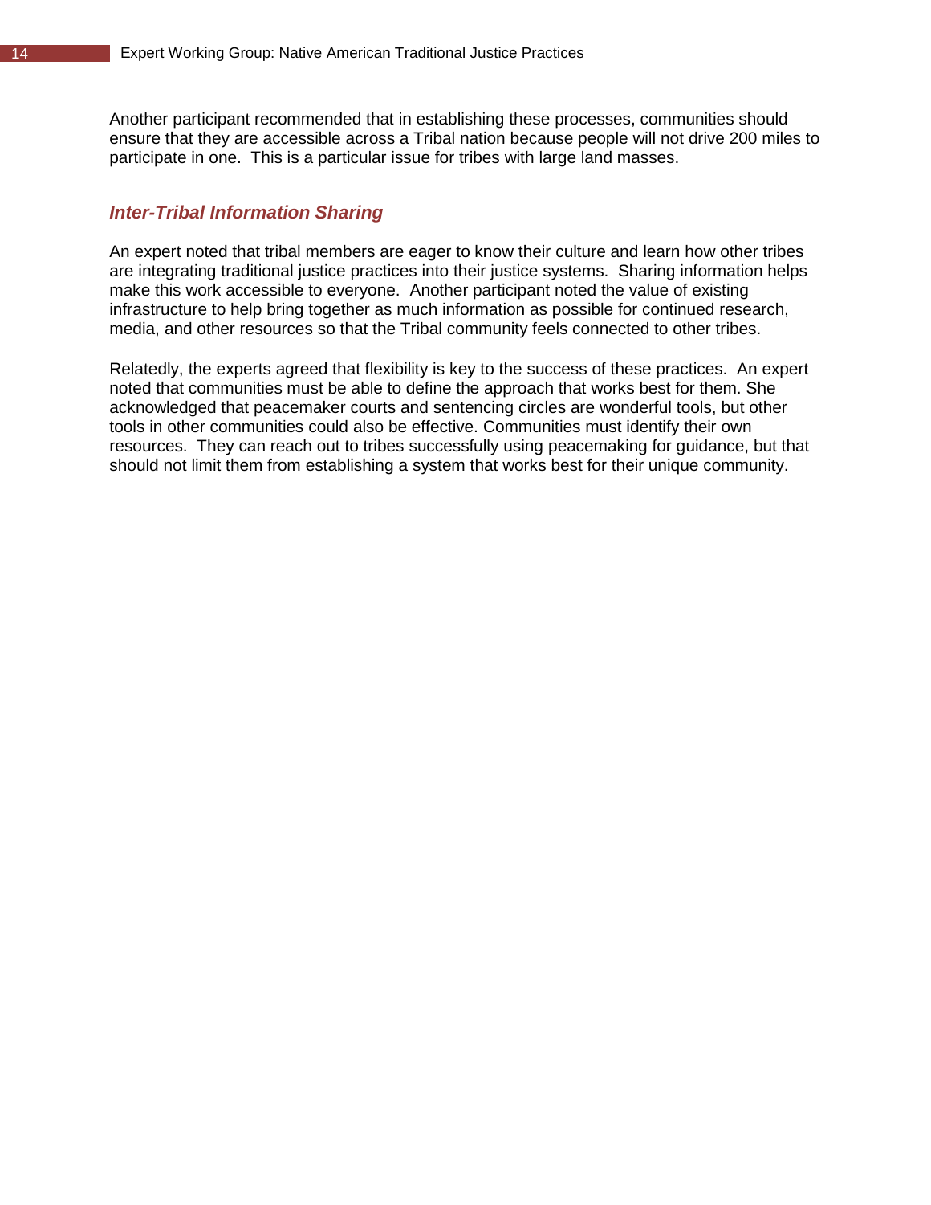Another participant recommended that in establishing these processes, communities should ensure that they are accessible across a Tribal nation because people will not drive 200 miles to participate in one. This is a particular issue for tribes with large land masses.

### *Inter-Tribal Information Sharing*

An expert noted that tribal members are eager to know their culture and learn how other tribes are integrating traditional justice practices into their justice systems. Sharing information helps make this work accessible to everyone. Another participant noted the value of existing infrastructure to help bring together as much information as possible for continued research, media, and other resources so that the Tribal community feels connected to other tribes.

Relatedly, the experts agreed that flexibility is key to the success of these practices. An expert noted that communities must be able to define the approach that works best for them. She acknowledged that peacemaker courts and sentencing circles are wonderful tools, but other tools in other communities could also be effective. Communities must identify their own resources. They can reach out to tribes successfully using peacemaking for guidance, but that should not limit them from establishing a system that works best for their unique community.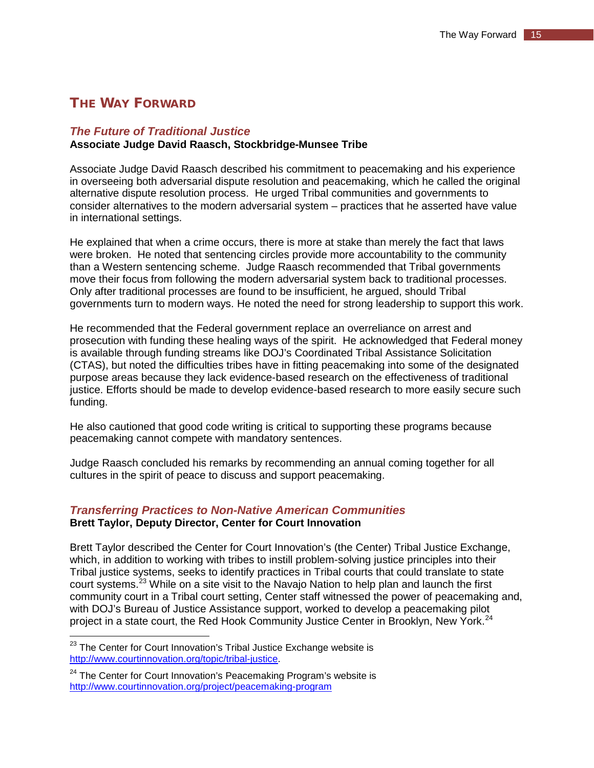## THE WAY FORWARD

### *The Future of Traditional Justice*

**Associate Judge David Raasch, Stockbridge-Munsee Tribe**

Associate Judge David Raasch described his commitment to peacemaking and his experience in overseeing both adversarial dispute resolution and peacemaking, which he called the original alternative dispute resolution process. He urged Tribal communities and governments to consider alternatives to the modern adversarial system – practices that he asserted have value in international settings.

He explained that when a crime occurs, there is more at stake than merely the fact that laws were broken. He noted that sentencing circles provide more accountability to the community than a Western sentencing scheme. Judge Raasch recommended that Tribal governments move their focus from following the modern adversarial system back to traditional processes. Only after traditional processes are found to be insufficient, he argued, should Tribal governments turn to modern ways. He noted the need for strong leadership to support this work.

He recommended that the Federal government replace an overreliance on arrest and prosecution with funding these healing ways of the spirit. He acknowledged that Federal money is available through funding streams like DOJ's Coordinated Tribal Assistance Solicitation (CTAS), but noted the difficulties tribes have in fitting peacemaking into some of the designated purpose areas because they lack evidence-based research on the effectiveness of traditional justice. Efforts should be made to develop evidence-based research to more easily secure such funding.

He also cautioned that good code writing is critical to supporting these programs because peacemaking cannot compete with mandatory sentences.

Judge Raasch concluded his remarks by recommending an annual coming together for all cultures in the spirit of peace to discuss and support peacemaking.

### *Transferring Practices to Non-Native American Communities*

**Brett Taylor, Deputy Director, Center for Court Innovation**

Brett Taylor described the Center for Court Innovation's (the Center) Tribal Justice Exchange, which, in addition to working with tribes to instill problem-solving justice principles into their Tribal justice systems, seeks to identify practices in Tribal courts that could translate to state court systems.[23] While on a site visit to the Navajo Nation to help plan and launch the first community court in a Tribal court setting, Center staff witnessed the power of peacemaking and, with DOJ's Bureau of Justice Assistance support, worked to develop a peacemaking pilot project in a state court, the Red Hook Community Justice Center in Brooklyn, New York.[24]

---

[23] The Center for Court Innovation's Tribal Justice Exchange website is http://www.courtinnovation.org/topic/tribal-justice.

[24] The Center for Court Innovation's Peacemaking Program's website is http://www.courtinnovation.org/project/peacemaking-program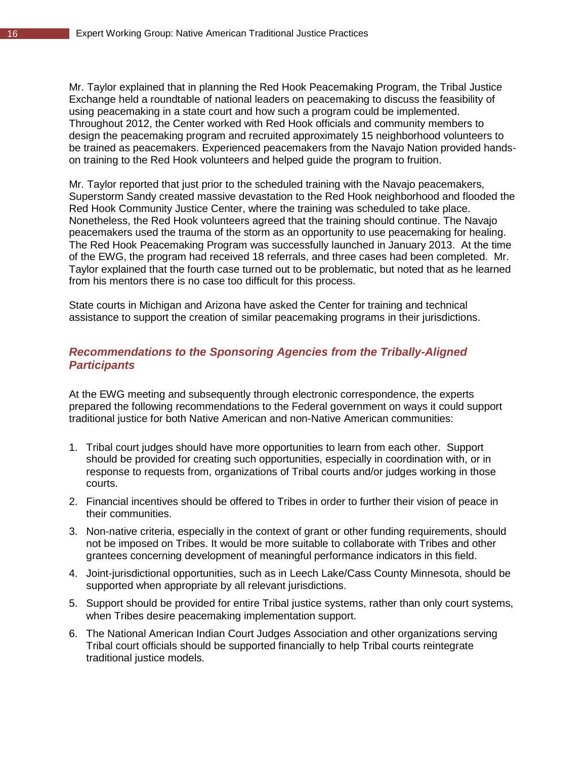Mr. Taylor explained that in planning the Red Hook Peacemaking Program, the Tribal Justice Exchange held a roundtable of national leaders on peacemaking to discuss the feasibility of using peacemaking in a state court and how such a program could be implemented. Throughout 2012, the Center worked with Red Hook officials and community members to design the peacemaking program and recruited approximately 15 neighborhood volunteers to be trained as peacemakers. Experienced peacemakers from the Navajo Nation provided hands-on training to the Red Hook volunteers and helped guide the program to fruition.

Mr. Taylor reported that just prior to the scheduled training with the Navajo peacemakers, Superstorm Sandy created massive devastation to the Red Hook neighborhood and flooded the Red Hook Community Justice Center, where the training was scheduled to take place. Nonetheless, the Red Hook volunteers agreed that the training should continue. The Navajo peacemakers used the trauma of the storm as an opportunity to use peacemaking for healing. The Red Hook Peacemaking Program was successfully launched in January 2013. At the time of the EWG, the program had received 18 referrals, and three cases had been completed. Mr. Taylor explained that the fourth case turned out to be problematic, but noted that as he learned from his mentors there is no case too difficult for this process.

State courts in Michigan and Arizona have asked the Center for training and technical assistance to support the creation of similar peacemaking programs in their jurisdictions.

## *Recommendations to the Sponsoring Agencies from the Tribally-Aligned Participants*

At the EWG meeting and subsequently through electronic correspondence, the experts prepared the following recommendations to the Federal government on ways it could support traditional justice for both Native American and non-Native American communities:

1. Tribal court judges should have more opportunities to learn from each other. Support should be provided for creating such opportunities, especially in coordination with, or in response to requests from, organizations of Tribal courts and/or judges working in those courts.
2. Financial incentives should be offered to Tribes in order to further their vision of peace in their communities.
3. Non-native criteria, especially in the context of grant or other funding requirements, should not be imposed on Tribes. It would be more suitable to collaborate with Tribes and other grantees concerning development of meaningful performance indicators in this field.
4. Joint-jurisdictional opportunities, such as in Leech Lake/Cass County Minnesota, should be supported when appropriate by all relevant jurisdictions.
5. Support should be provided for entire Tribal justice systems, rather than only court systems, when Tribes desire peacemaking implementation support.
6. The National American Indian Court Judges Association and other organizations serving Tribal court officials should be supported financially to help Tribal courts reintegrate traditional justice models.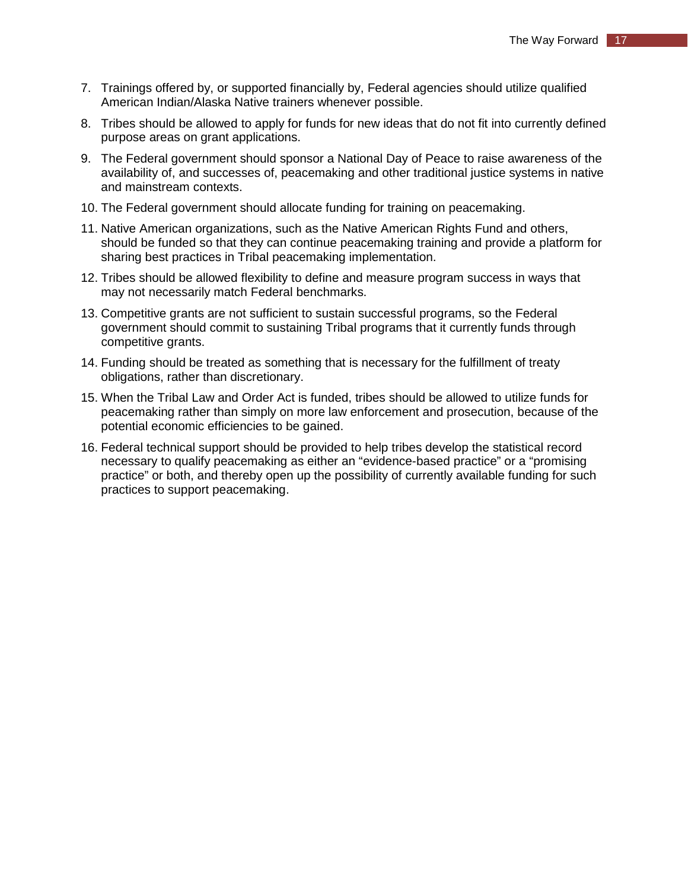7. Trainings offered by, or supported financially by, Federal agencies should utilize qualified American Indian/Alaska Native trainers whenever possible.
8. Tribes should be allowed to apply for funds for new ideas that do not fit into currently defined purpose areas on grant applications.
9. The Federal government should sponsor a National Day of Peace to raise awareness of the availability of, and successes of, peacemaking and other traditional justice systems in native and mainstream contexts.
10. The Federal government should allocate funding for training on peacemaking.
11. Native American organizations, such as the Native American Rights Fund and others, should be funded so that they can continue peacemaking training and provide a platform for sharing best practices in Tribal peacemaking implementation.
12. Tribes should be allowed flexibility to define and measure program success in ways that may not necessarily match Federal benchmarks.
13. Competitive grants are not sufficient to sustain successful programs, so the Federal government should commit to sustaining Tribal programs that it currently funds through competitive grants.
14. Funding should be treated as something that is necessary for the fulfillment of treaty obligations, rather than discretionary.
15. When the Tribal Law and Order Act is funded, tribes should be allowed to utilize funds for peacemaking rather than simply on more law enforcement and prosecution, because of the potential economic efficiencies to be gained.
16. Federal technical support should be provided to help tribes develop the statistical record necessary to qualify peacemaking as either an "evidence-based practice" or a "promising practice" or both, and thereby open up the possibility of currently available funding for such practices to support peacemaking.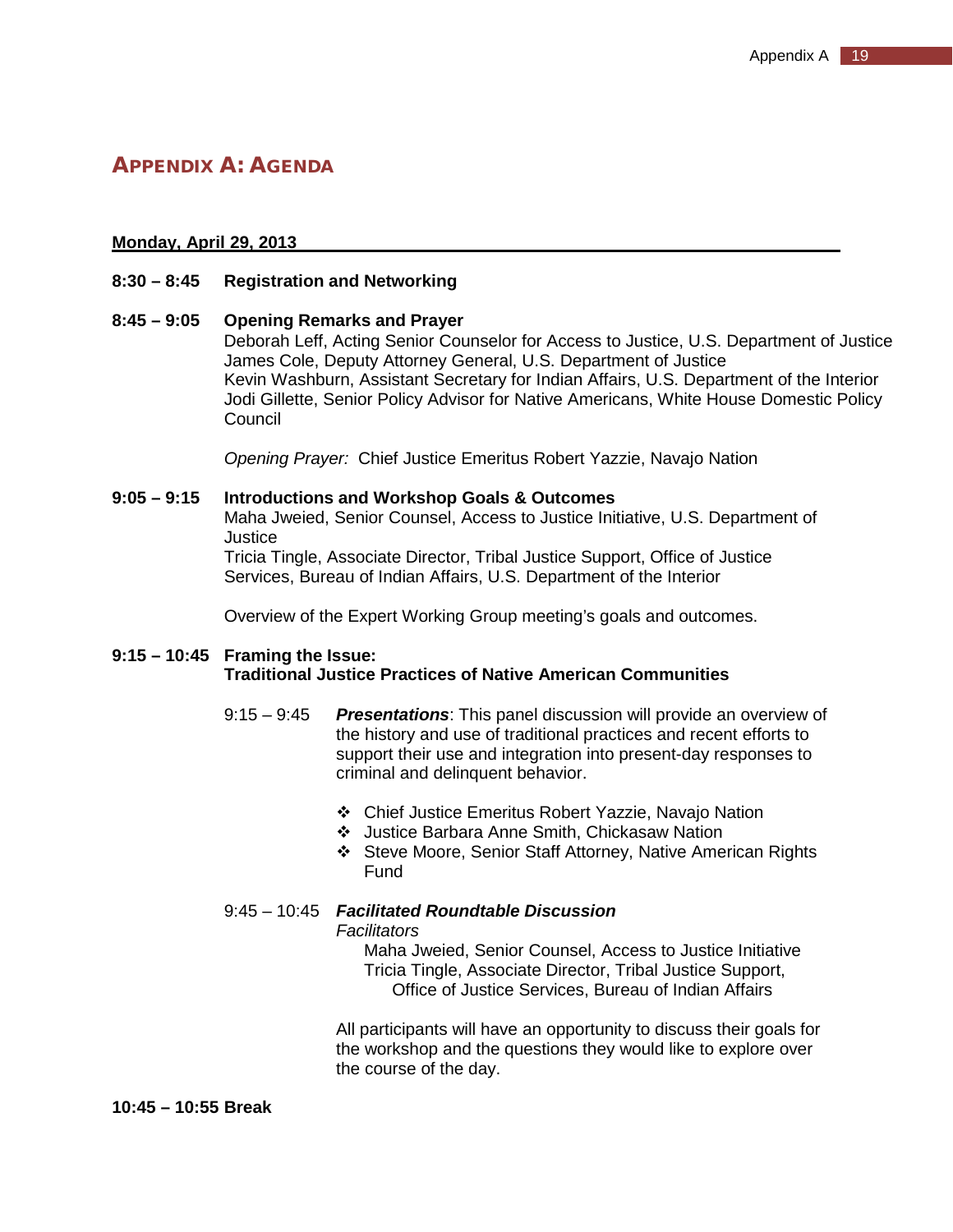# Appendix A: Agenda

**Monday, April 29, 2013**

**8:30 – 8:45 Registration and Networking**

**8:45 – 9:05 Opening Remarks and Prayer**

Deborah Leff, Acting Senior Counselor for Access to Justice, U.S. Department of Justice
James Cole, Deputy Attorney General, U.S. Department of Justice
Kevin Washburn, Assistant Secretary for Indian Affairs, U.S. Department of the Interior
Jodi Gillette, Senior Policy Advisor for Native Americans, White House Domestic Policy Council

*Opening Prayer:* Chief Justice Emeritus Robert Yazzie, Navajo Nation

**9:05 – 9:15 Introductions and Workshop Goals & Outcomes**

Maha Jweied, Senior Counsel, Access to Justice Initiative, U.S. Department of Justice
Tricia Tingle, Associate Director, Tribal Justice Support, Office of Justice Services, Bureau of Indian Affairs, U.S. Department of the Interior

Overview of the Expert Working Group meeting's goals and outcomes.

**9:15 – 10:45 Framing the Issue: Traditional Justice Practices of Native American Communities**

9:15 – 9:45 ***Presentations***: This panel discussion will provide an overview of the history and use of traditional practices and recent efforts to support their use and integration into present-day responses to criminal and delinquent behavior.

- Chief Justice Emeritus Robert Yazzie, Navajo Nation
- Justice Barbara Anne Smith, Chickasaw Nation
- Steve Moore, Senior Staff Attorney, Native American Rights Fund

9:45 – 10:45 ***Facilitated Roundtable Discussion***

*Facilitators*

Maha Jweied, Senior Counsel, Access to Justice Initiative
Tricia Tingle, Associate Director, Tribal Justice Support, Office of Justice Services, Bureau of Indian Affairs

All participants will have an opportunity to discuss their goals for the workshop and the questions they would like to explore over the course of the day.

**10:45 – 10:55 Break**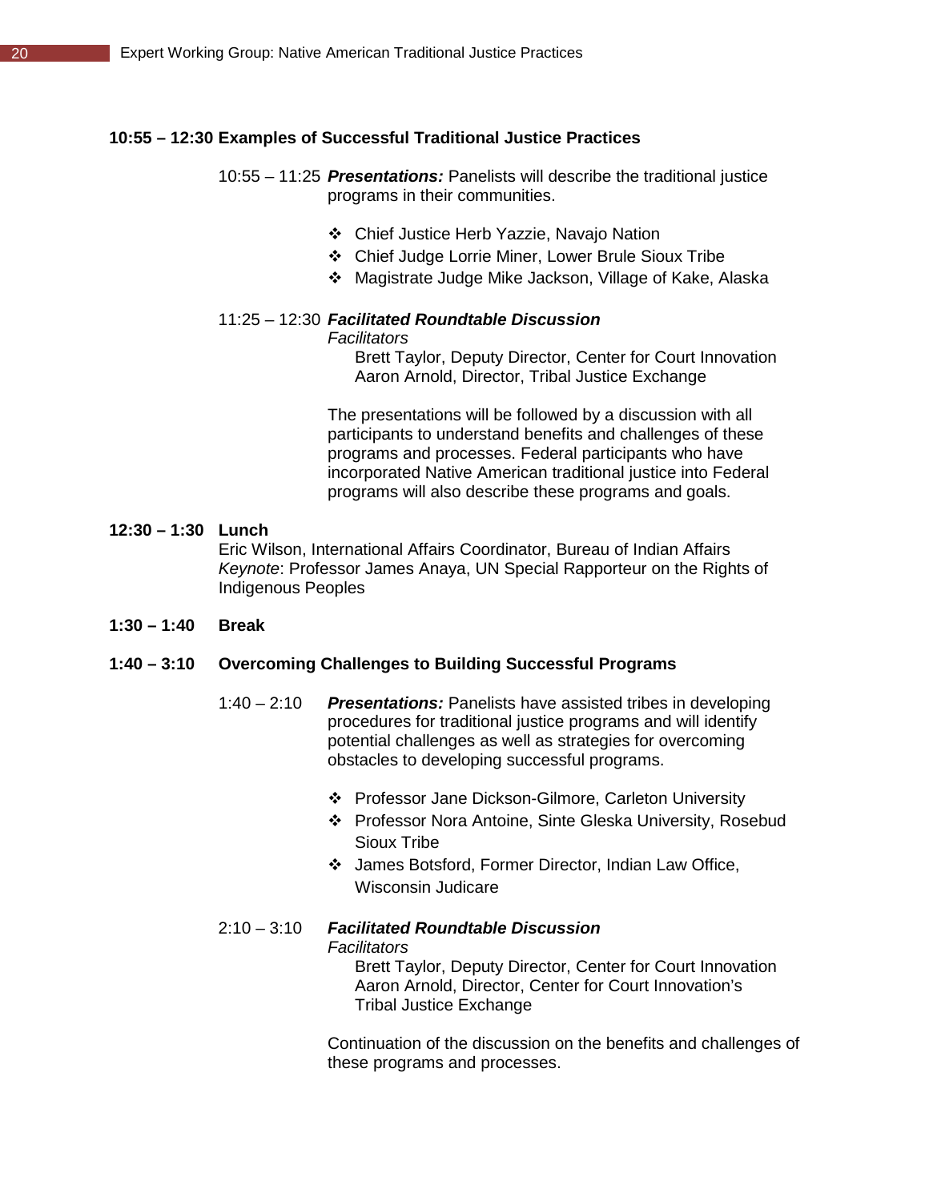**10:55 – 12:30 Examples of Successful Traditional Justice Practices**

10:55 – 11:25 ***Presentations:*** Panelists will describe the traditional justice programs in their communities.

- Chief Justice Herb Yazzie, Navajo Nation
- Chief Judge Lorrie Miner, Lower Brule Sioux Tribe
- Magistrate Judge Mike Jackson, Village of Kake, Alaska

11:25 – 12:30 ***Facilitated Roundtable Discussion***

*Facilitators*

Brett Taylor, Deputy Director, Center for Court Innovation
Aaron Arnold, Director, Tribal Justice Exchange

The presentations will be followed by a discussion with all participants to understand benefits and challenges of these programs and processes. Federal participants who have incorporated Native American traditional justice into Federal programs will also describe these programs and goals.

**12:30 – 1:30 Lunch**

Eric Wilson, International Affairs Coordinator, Bureau of Indian Affairs
*Keynote*: Professor James Anaya, UN Special Rapporteur on the Rights of Indigenous Peoples

**1:30 – 1:40 Break**

**1:40 – 3:10 Overcoming Challenges to Building Successful Programs**

1:40 – 2:10 ***Presentations:*** Panelists have assisted tribes in developing procedures for traditional justice programs and will identify potential challenges as well as strategies for overcoming obstacles to developing successful programs.

- Professor Jane Dickson-Gilmore, Carleton University
- Professor Nora Antoine, Sinte Gleska University, Rosebud Sioux Tribe
- James Botsford, Former Director, Indian Law Office, Wisconsin Judicare

2:10 – 3:10 ***Facilitated Roundtable Discussion***

*Facilitators*

Brett Taylor, Deputy Director, Center for Court Innovation
Aaron Arnold, Director, Center for Court Innovation's Tribal Justice Exchange

Continuation of the discussion on the benefits and challenges of these programs and processes.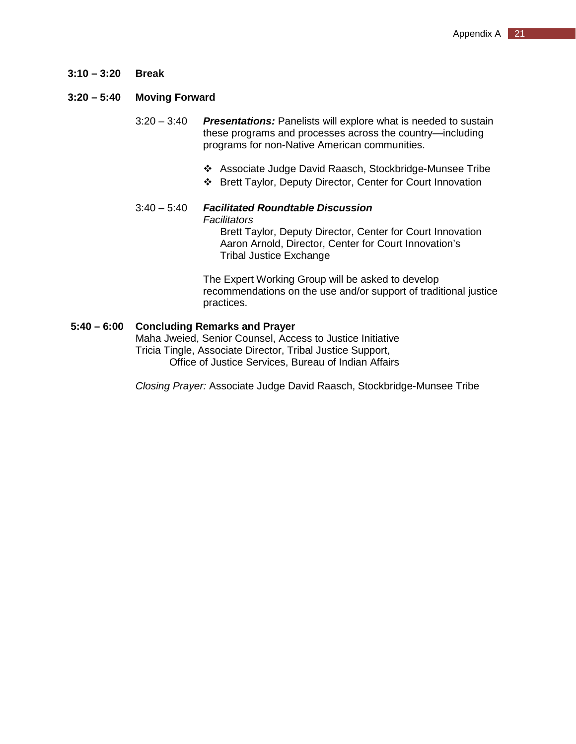**3:10 – 3:20 Break**

**3:20 – 5:40 Moving Forward**

3:20 – 3:40 ***Presentations:*** Panelists will explore what is needed to sustain these programs and processes across the country—including programs for non-Native American communities.

- Associate Judge David Raasch, Stockbridge-Munsee Tribe
- Brett Taylor, Deputy Director, Center for Court Innovation

3:40 – 5:40 ***Facilitated Roundtable Discussion***

*Facilitators*

Brett Taylor, Deputy Director, Center for Court Innovation
Aaron Arnold, Director, Center for Court Innovation's Tribal Justice Exchange

The Expert Working Group will be asked to develop recommendations on the use and/or support of traditional justice practices.

**5:40 – 6:00 Concluding Remarks and Prayer**

Maha Jweied, Senior Counsel, Access to Justice Initiative
Tricia Tingle, Associate Director, Tribal Justice Support, Office of Justice Services, Bureau of Indian Affairs

*Closing Prayer:* Associate Judge David Raasch, Stockbridge-Munsee Tribe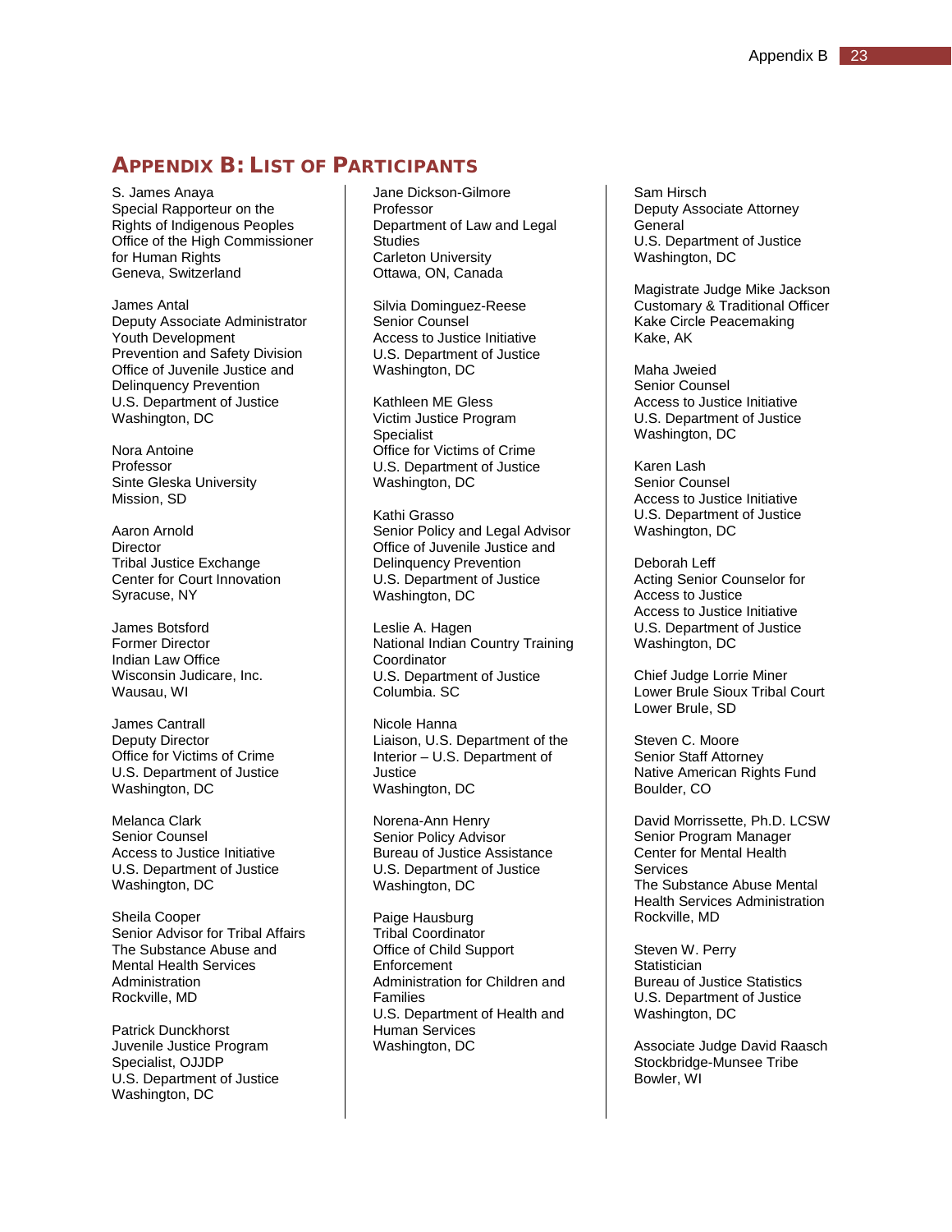## Appendix B: List of Participants

S. James Anaya
Special Rapporteur on the Rights of Indigenous Peoples
Office of the High Commissioner for Human Rights
Geneva, Switzerland

James Antal
Deputy Associate Administrator
Youth Development
Prevention and Safety Division
Office of Juvenile Justice and Delinquency Prevention
U.S. Department of Justice
Washington, DC

Nora Antoine
Professor
Sinte Gleska University
Mission, SD

Aaron Arnold
Director
Tribal Justice Exchange
Center for Court Innovation
Syracuse, NY

James Botsford
Former Director
Indian Law Office
Wisconsin Judicare, Inc.
Wausau, WI

James Cantrall
Deputy Director
Office for Victims of Crime
U.S. Department of Justice
Washington, DC

Melanca Clark
Senior Counsel
Access to Justice Initiative
U.S. Department of Justice
Washington, DC

Sheila Cooper
Senior Advisor for Tribal Affairs
The Substance Abuse and Mental Health Services Administration
Rockville, MD

Patrick Dunckhorst
Juvenile Justice Program Specialist, OJJDP
U.S. Department of Justice
Washington, DC

Jane Dickson-Gilmore
Professor
Department of Law and Legal Studies
Carleton University
Ottawa, ON, Canada

Silvia Dominguez-Reese
Senior Counsel
Access to Justice Initiative
U.S. Department of Justice
Washington, DC

Kathleen ME Gless
Victim Justice Program Specialist
Office for Victims of Crime
U.S. Department of Justice
Washington, DC

Kathi Grasso
Senior Policy and Legal Advisor
Office of Juvenile Justice and Delinquency Prevention
U.S. Department of Justice
Washington, DC

Leslie A. Hagen
National Indian Country Training Coordinator
U.S. Department of Justice
Columbia. SC

Nicole Hanna
Liaison, U.S. Department of the Interior – U.S. Department of Justice
Washington, DC

Norena-Ann Henry
Senior Policy Advisor
Bureau of Justice Assistance
U.S. Department of Justice
Washington, DC

Paige Hausburg
Tribal Coordinator
Office of Child Support Enforcement
Administration for Children and Families
U.S. Department of Health and Human Services
Washington, DC

Sam Hirsch
Deputy Associate Attorney General
U.S. Department of Justice
Washington, DC

Magistrate Judge Mike Jackson
Customary & Traditional Officer
Kake Circle Peacemaking
Kake, AK

Maha Jweied
Senior Counsel
Access to Justice Initiative
U.S. Department of Justice
Washington, DC

Karen Lash
Senior Counsel
Access to Justice Initiative
U.S. Department of Justice
Washington, DC

Deborah Leff
Acting Senior Counselor for Access to Justice
Access to Justice Initiative
U.S. Department of Justice
Washington, DC

Chief Judge Lorrie Miner
Lower Brule Sioux Tribal Court
Lower Brule, SD

Steven C. Moore
Senior Staff Attorney
Native American Rights Fund
Boulder, CO

David Morrissette, Ph.D. LCSW
Senior Program Manager
Center for Mental Health Services
The Substance Abuse Mental Health Services Administration
Rockville, MD

Steven W. Perry
Statistician
Bureau of Justice Statistics
U.S. Department of Justice
Washington, DC

Associate Judge David Raasch
Stockbridge-Munsee Tribe
Bowler, WI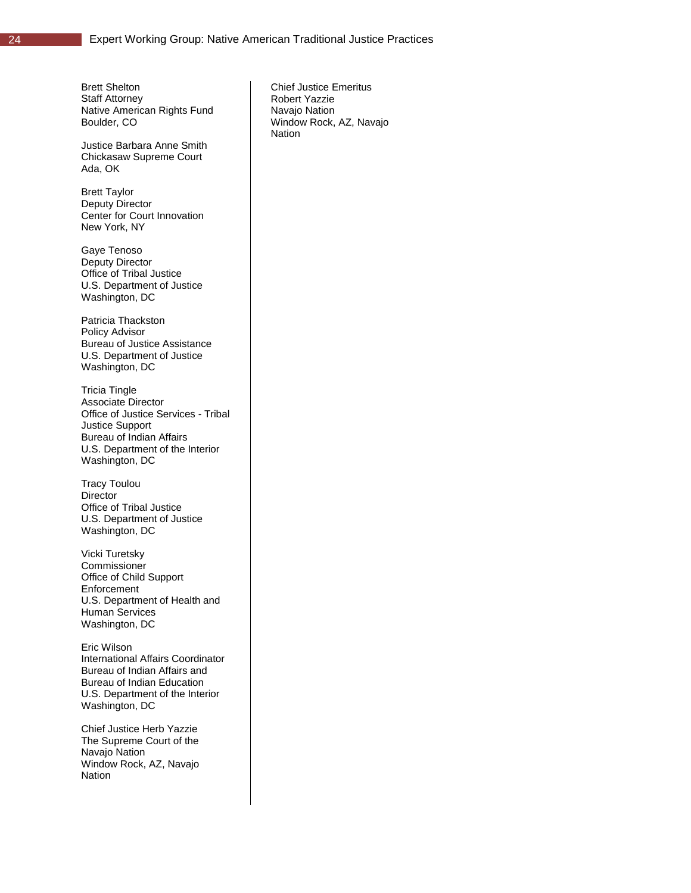Brett Shelton  
Staff Attorney  
Native American Rights Fund  
Boulder, CO

Justice Barbara Anne Smith  
Chickasaw Supreme Court  
Ada, OK

Brett Taylor  
Deputy Director  
Center for Court Innovation  
New York, NY

Gaye Tenoso  
Deputy Director  
Office of Tribal Justice  
U.S. Department of Justice  
Washington, DC

Patricia Thackston  
Policy Advisor  
Bureau of Justice Assistance  
U.S. Department of Justice  
Washington, DC

Tricia Tingle  
Associate Director  
Office of Justice Services - Tribal Justice Support  
Bureau of Indian Affairs  
U.S. Department of the Interior  
Washington, DC

Tracy Toulou  
Director  
Office of Tribal Justice  
U.S. Department of Justice  
Washington, DC

Vicki Turetsky  
Commissioner  
Office of Child Support Enforcement  
U.S. Department of Health and Human Services  
Washington, DC

Eric Wilson  
International Affairs Coordinator  
Bureau of Indian Affairs and Bureau of Indian Education  
U.S. Department of the Interior  
Washington, DC

Chief Justice Herb Yazzie  
The Supreme Court of the Navajo Nation  
Window Rock, AZ, Navajo Nation

Chief Justice Emeritus Robert Yazzie  
Navajo Nation  
Window Rock, AZ, Navajo Nation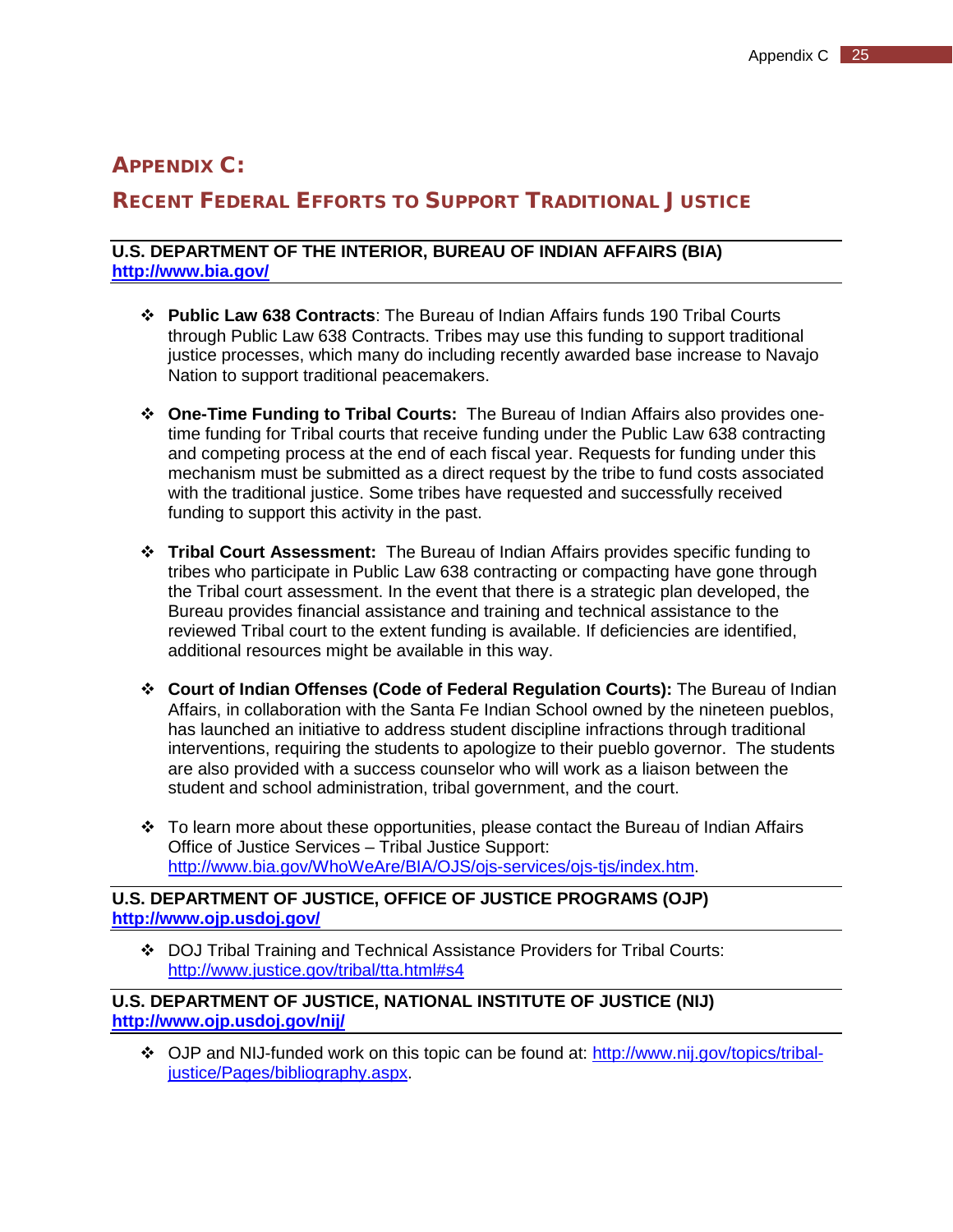# Appendix C:

## Recent Federal Efforts to Support Traditional Justice

**U.S. DEPARTMENT OF THE INTERIOR, BUREAU OF INDIAN AFFAIRS (BIA)**
**http://www.bia.gov/**

- **Public Law 638 Contracts**: The Bureau of Indian Affairs funds 190 Tribal Courts through Public Law 638 Contracts. Tribes may use this funding to support traditional justice processes, which many do including recently awarded base increase to Navajo Nation to support traditional peacemakers.

- **One-Time Funding to Tribal Courts:** The Bureau of Indian Affairs also provides one-time funding for Tribal courts that receive funding under the Public Law 638 contracting and competing process at the end of each fiscal year. Requests for funding under this mechanism must be submitted as a direct request by the tribe to fund costs associated with the traditional justice. Some tribes have requested and successfully received funding to support this activity in the past.

- **Tribal Court Assessment:** The Bureau of Indian Affairs provides specific funding to tribes who participate in Public Law 638 contracting or compacting have gone through the Tribal court assessment. In the event that there is a strategic plan developed, the Bureau provides financial assistance and training and technical assistance to the reviewed Tribal court to the extent funding is available. If deficiencies are identified, additional resources might be available in this way.

- **Court of Indian Offenses (Code of Federal Regulation Courts):** The Bureau of Indian Affairs, in collaboration with the Santa Fe Indian School owned by the nineteen pueblos, has launched an initiative to address student discipline infractions through traditional interventions, requiring the students to apologize to their pueblo governor. The students are also provided with a success counselor who will work as a liaison between the student and school administration, tribal government, and the court.

- To learn more about these opportunities, please contact the Bureau of Indian Affairs Office of Justice Services – Tribal Justice Support: http://www.bia.gov/WhoWeAre/BIA/OJS/ojs-services/ojs-tjs/index.htm.

**U.S. DEPARTMENT OF JUSTICE, OFFICE OF JUSTICE PROGRAMS (OJP)**
**http://www.ojp.usdoj.gov/**

- DOJ Tribal Training and Technical Assistance Providers for Tribal Courts: http://www.justice.gov/tribal/tta.html#s4

**U.S. DEPARTMENT OF JUSTICE, NATIONAL INSTITUTE OF JUSTICE (NIJ)**
**http://www.ojp.usdoj.gov/nij/**

- OJP and NIJ-funded work on this topic can be found at: http://www.nij.gov/topics/tribal-justice/Pages/bibliography.aspx.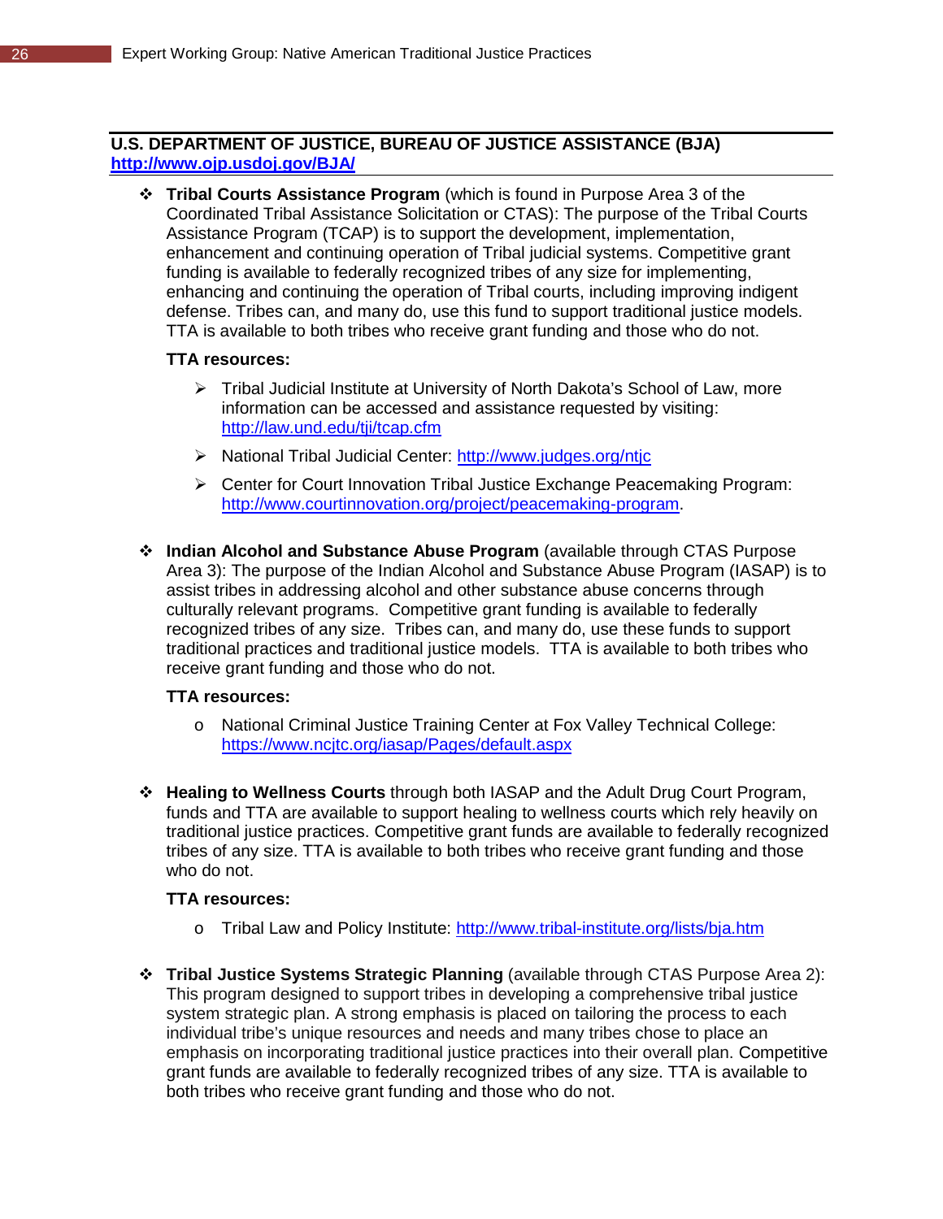## U.S. DEPARTMENT OF JUSTICE, BUREAU OF JUSTICE ASSISTANCE (BJA)

**http://www.ojp.usdoj.gov/BJA/**

- **Tribal Courts Assistance Program** (which is found in Purpose Area 3 of the Coordinated Tribal Assistance Solicitation or CTAS): The purpose of the Tribal Courts Assistance Program (TCAP) is to support the development, implementation, enhancement and continuing operation of Tribal judicial systems. Competitive grant funding is available to federally recognized tribes of any size for implementing, enhancing and continuing the operation of Tribal courts, including improving indigent defense. Tribes can, and many do, use this fund to support traditional justice models. TTA is available to both tribes who receive grant funding and those who do not.

  **TTA resources:**

  - Tribal Judicial Institute at University of North Dakota's School of Law, more information can be accessed and assistance requested by visiting: http://law.und.edu/tji/tcap.cfm
  - National Tribal Judicial Center: http://www.judges.org/ntjc
  - Center for Court Innovation Tribal Justice Exchange Peacemaking Program: http://www.courtinnovation.org/project/peacemaking-program.

- **Indian Alcohol and Substance Abuse Program** (available through CTAS Purpose Area 3): The purpose of the Indian Alcohol and Substance Abuse Program (IASAP) is to assist tribes in addressing alcohol and other substance abuse concerns through culturally relevant programs. Competitive grant funding is available to federally recognized tribes of any size. Tribes can, and many do, use these funds to support traditional practices and traditional justice models. TTA is available to both tribes who receive grant funding and those who do not.

  **TTA resources:**

  - National Criminal Justice Training Center at Fox Valley Technical College: https://www.ncjtc.org/iasap/Pages/default.aspx

- **Healing to Wellness Courts** through both IASAP and the Adult Drug Court Program, funds and TTA are available to support healing to wellness courts which rely heavily on traditional justice practices. Competitive grant funds are available to federally recognized tribes of any size. TTA is available to both tribes who receive grant funding and those who do not.

  **TTA resources:**

  - Tribal Law and Policy Institute: http://www.tribal-institute.org/lists/bja.htm

- **Tribal Justice Systems Strategic Planning** (available through CTAS Purpose Area 2): This program designed to support tribes in developing a comprehensive tribal justice system strategic plan. A strong emphasis is placed on tailoring the process to each individual tribe's unique resources and needs and many tribes chose to place an emphasis on incorporating traditional justice practices into their overall plan. Competitive grant funds are available to federally recognized tribes of any size. TTA is available to both tribes who receive grant funding and those who do not.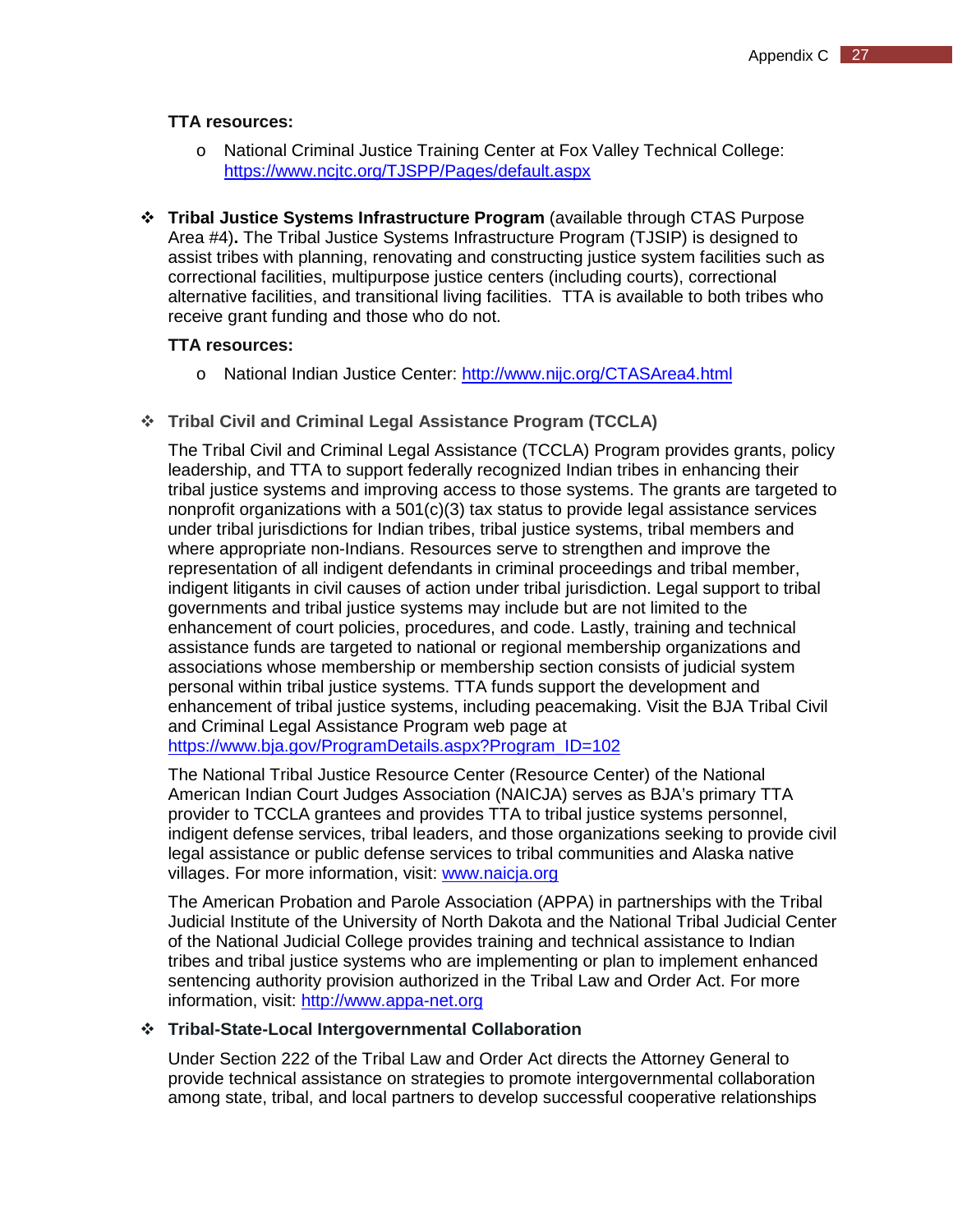**TTA resources:**

- National Criminal Justice Training Center at Fox Valley Technical College: https://www.ncjtc.org/TJSPP/Pages/default.aspx

- **Tribal Justice Systems Infrastructure Program** (available through CTAS Purpose Area #4)**.** The Tribal Justice Systems Infrastructure Program (TJSIP) is designed to assist tribes with planning, renovating and constructing justice system facilities such as correctional facilities, multipurpose justice centers (including courts), correctional alternative facilities, and transitional living facilities. TTA is available to both tribes who receive grant funding and those who do not.

  **TTA resources:**

  - National Indian Justice Center: http://www.nijc.org/CTASArea4.html

- **Tribal Civil and Criminal Legal Assistance Program (TCCLA)**

  The Tribal Civil and Criminal Legal Assistance (TCCLA) Program provides grants, policy leadership, and TTA to support federally recognized Indian tribes in enhancing their tribal justice systems and improving access to those systems. The grants are targeted to nonprofit organizations with a 501(c)(3) tax status to provide legal assistance services under tribal jurisdictions for Indian tribes, tribal justice systems, tribal members and where appropriate non-Indians. Resources serve to strengthen and improve the representation of all indigent defendants in criminal proceedings and tribal member, indigent litigants in civil causes of action under tribal jurisdiction. Legal support to tribal governments and tribal justice systems may include but are not limited to the enhancement of court policies, procedures, and code. Lastly, training and technical assistance funds are targeted to national or regional membership organizations and associations whose membership or membership section consists of judicial system personal within tribal justice systems. TTA funds support the development and enhancement of tribal justice systems, including peacemaking. Visit the BJA Tribal Civil and Criminal Legal Assistance Program web page at https://www.bja.gov/ProgramDetails.aspx?Program_ID=102

  The National Tribal Justice Resource Center (Resource Center) of the National American Indian Court Judges Association (NAICJA) serves as BJA's primary TTA provider to TCCLA grantees and provides TTA to tribal justice systems personnel, indigent defense services, tribal leaders, and those organizations seeking to provide civil legal assistance or public defense services to tribal communities and Alaska native villages. For more information, visit: www.naicja.org

  The American Probation and Parole Association (APPA) in partnerships with the Tribal Judicial Institute of the University of North Dakota and the National Tribal Judicial Center of the National Judicial College provides training and technical assistance to Indian tribes and tribal justice systems who are implementing or plan to implement enhanced sentencing authority provision authorized in the Tribal Law and Order Act. For more information, visit: http://www.appa-net.org

- **Tribal-State-Local Intergovernmental Collaboration**

  Under Section 222 of the Tribal Law and Order Act directs the Attorney General to provide technical assistance on strategies to promote intergovernmental collaboration among state, tribal, and local partners to develop successful cooperative relationships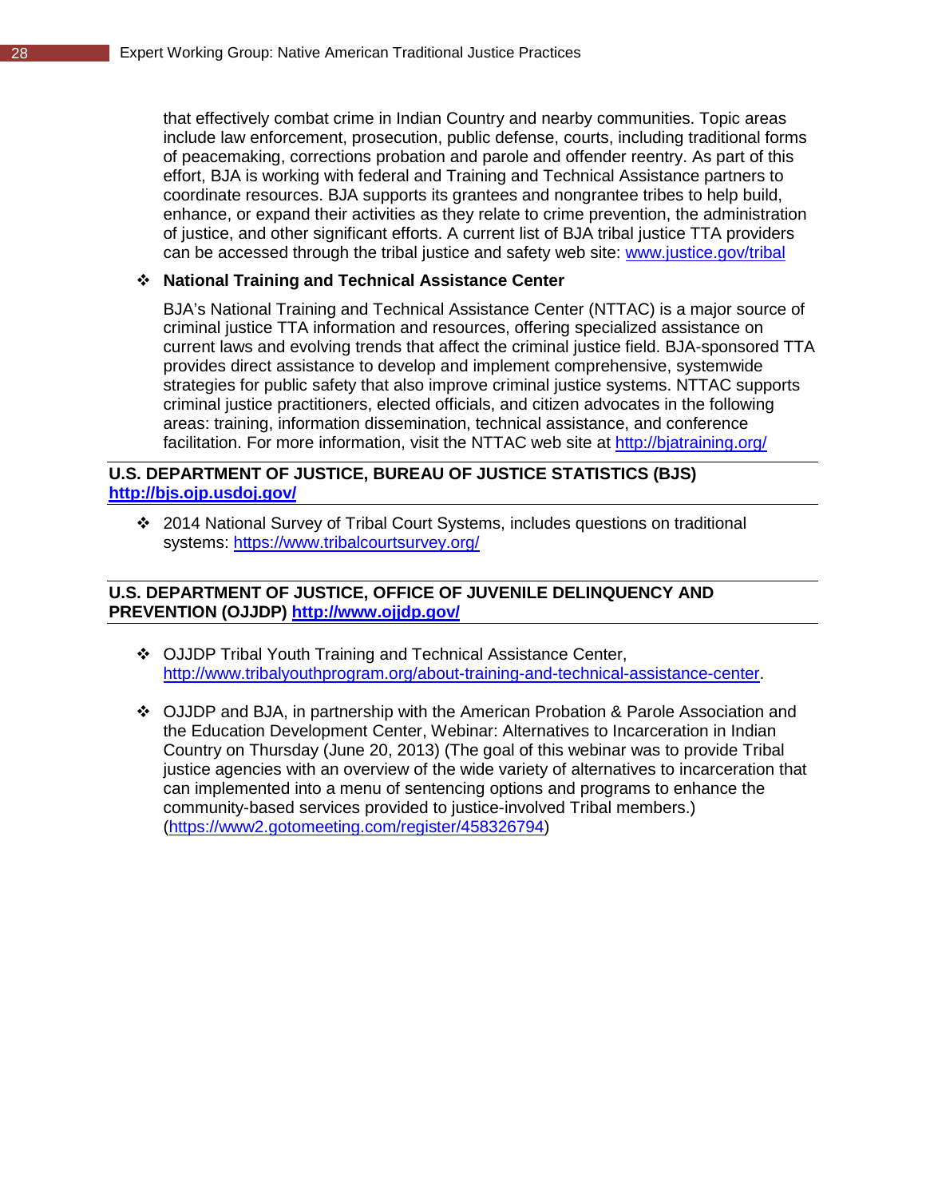that effectively combat crime in Indian Country and nearby communities. Topic areas include law enforcement, prosecution, public defense, courts, including traditional forms of peacemaking, corrections probation and parole and offender reentry. As part of this effort, BJA is working with federal and Training and Technical Assistance partners to coordinate resources. BJA supports its grantees and nongrantee tribes to help build, enhance, or expand their activities as they relate to crime prevention, the administration of justice, and other significant efforts. A current list of BJA tribal justice TTA providers can be accessed through the tribal justice and safety web site: [www.justice.gov/tribal](www.justice.gov/tribal)

- **National Training and Technical Assistance Center**

  BJA's National Training and Technical Assistance Center (NTTAC) is a major source of criminal justice TTA information and resources, offering specialized assistance on current laws and evolving trends that affect the criminal justice field. BJA-sponsored TTA provides direct assistance to develop and implement comprehensive, systemwide strategies for public safety that also improve criminal justice systems. NTTAC supports criminal justice practitioners, elected officials, and citizen advocates in the following areas: training, information dissemination, technical assistance, and conference facilitation. For more information, visit the NTTAC web site at [http://bjatraining.org/](http://bjatraining.org/)

## U.S. DEPARTMENT OF JUSTICE, BUREAU OF JUSTICE STATISTICS (BJS) [http://bjs.ojp.usdoj.gov/](http://bjs.ojp.usdoj.gov/)

- 2014 National Survey of Tribal Court Systems, includes questions on traditional systems: [https://www.tribalcourtsurvey.org/](https://www.tribalcourtsurvey.org/)

## U.S. DEPARTMENT OF JUSTICE, OFFICE OF JUVENILE DELINQUENCY AND PREVENTION (OJJDP) [http://www.ojjdp.gov/](http://www.ojjdp.gov/)

- OJJDP Tribal Youth Training and Technical Assistance Center, [http://www.tribalyouthprogram.org/about-training-and-technical-assistance-center](http://www.tribalyouthprogram.org/about-training-and-technical-assistance-center).

- OJJDP and BJA, in partnership with the American Probation & Parole Association and the Education Development Center, Webinar: Alternatives to Incarceration in Indian Country on Thursday (June 20, 2013) (The goal of this webinar was to provide Tribal justice agencies with an overview of the wide variety of alternatives to incarceration that can implemented into a menu of sentencing options and programs to enhance the community-based services provided to justice-involved Tribal members.) ([https://www2.gotomeeting.com/register/458326794](https://www2.gotomeeting.com/register/458326794))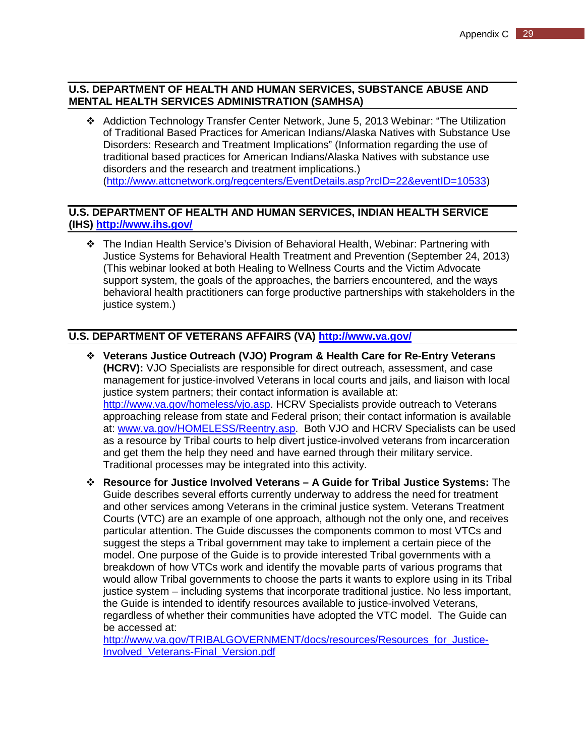## U.S. DEPARTMENT OF HEALTH AND HUMAN SERVICES, SUBSTANCE ABUSE AND MENTAL HEALTH SERVICES ADMINISTRATION (SAMHSA)

- Addiction Technology Transfer Center Network, June 5, 2013 Webinar: "The Utilization of Traditional Based Practices for American Indians/Alaska Natives with Substance Use Disorders: Research and Treatment Implications" (Information regarding the use of traditional based practices for American Indians/Alaska Natives with substance use disorders and the research and treatment implications.) (http://www.attcnetwork.org/regcenters/EventDetails.asp?rcID=22&eventID=10533)

## U.S. DEPARTMENT OF HEALTH AND HUMAN SERVICES, INDIAN HEALTH SERVICE (IHS) http://www.ihs.gov/

- The Indian Health Service's Division of Behavioral Health, Webinar: Partnering with Justice Systems for Behavioral Health Treatment and Prevention (September 24, 2013) (This webinar looked at both Healing to Wellness Courts and the Victim Advocate support system, the goals of the approaches, the barriers encountered, and the ways behavioral health practitioners can forge productive partnerships with stakeholders in the justice system.)

## U.S. DEPARTMENT OF VETERANS AFFAIRS (VA) http://www.va.gov/

- **Veterans Justice Outreach (VJO) Program & Health Care for Re-Entry Veterans (HCRV):** VJO Specialists are responsible for direct outreach, assessment, and case management for justice-involved Veterans in local courts and jails, and liaison with local justice system partners; their contact information is available at: http://www.va.gov/homeless/vjo.asp. HCRV Specialists provide outreach to Veterans approaching release from state and Federal prison; their contact information is available at: www.va.gov/HOMELESS/Reentry.asp. Both VJO and HCRV Specialists can be used as a resource by Tribal courts to help divert justice-involved veterans from incarceration and get them the help they need and have earned through their military service. Traditional processes may be integrated into this activity.
- **Resource for Justice Involved Veterans – A Guide for Tribal Justice Systems:** The Guide describes several efforts currently underway to address the need for treatment and other services among Veterans in the criminal justice system. Veterans Treatment Courts (VTC) are an example of one approach, although not the only one, and receives particular attention. The Guide discusses the components common to most VTCs and suggest the steps a Tribal government may take to implement a certain piece of the model. One purpose of the Guide is to provide interested Tribal governments with a breakdown of how VTCs work and identify the movable parts of various programs that would allow Tribal governments to choose the parts it wants to explore using in its Tribal justice system – including systems that incorporate traditional justice. No less important, the Guide is intended to identify resources available to justice-involved Veterans, regardless of whether their communities have adopted the VTC model. The Guide can be accessed at: http://www.va.gov/TRIBALGOVERNMENT/docs/resources/Resources_for_Justice-Involved_Veterans-Final_Version.pdf